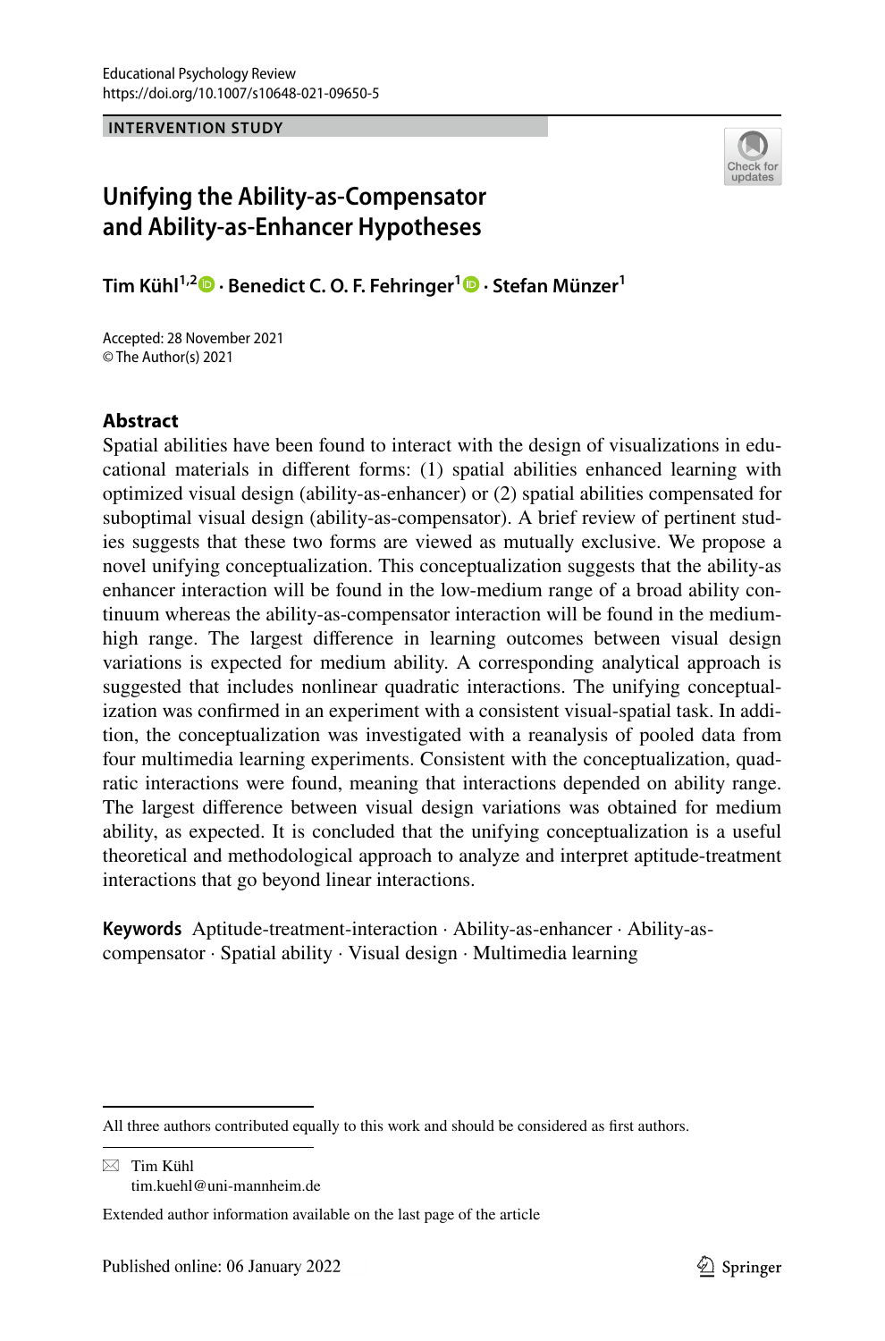Educational Psychology Review
https://doi.org/10.1007/s10648-021-09650-5

**INTERVENTION STUDY**

# Unifying the Ability-as-Compensator and Ability-as-Enhancer Hypotheses

**Tim Kühl[1,2] · Benedict C. O. F. Fehringer[1] · Stefan Münzer[1]**

Accepted: 28 November 2021
© The Author(s) 2021

## Abstract

Spatial abilities have been found to interact with the design of visualizations in educational materials in different forms: (1) spatial abilities enhanced learning with optimized visual design (ability-as-enhancer) or (2) spatial abilities compensated for suboptimal visual design (ability-as-compensator). A brief review of pertinent studies suggests that these two forms are viewed as mutually exclusive. We propose a novel unifying conceptualization. This conceptualization suggests that the ability-as enhancer interaction will be found in the low-medium range of a broad ability continuum whereas the ability-as-compensator interaction will be found in the medium-high range. The largest difference in learning outcomes between visual design variations is expected for medium ability. A corresponding analytical approach is suggested that includes nonlinear quadratic interactions. The unifying conceptualization was confirmed in an experiment with a consistent visual-spatial task. In addition, the conceptualization was investigated with a reanalysis of pooled data from four multimedia learning experiments. Consistent with the conceptualization, quadratic interactions were found, meaning that interactions depended on ability range. The largest difference between visual design variations was obtained for medium ability, as expected. It is concluded that the unifying conceptualization is a useful theoretical and methodological approach to analyze and interpret aptitude-treatment interactions that go beyond linear interactions.

**Keywords** Aptitude-treatment-interaction · Ability-as-enhancer · Ability-as-compensator · Spatial ability · Visual design · Multimedia learning

---

All three authors contributed equally to this work and should be considered as first authors.

✉ Tim Kühl
tim.kuehl@uni-mannheim.de

Extended author information available on the last page of the article

Published online: 06 January 2022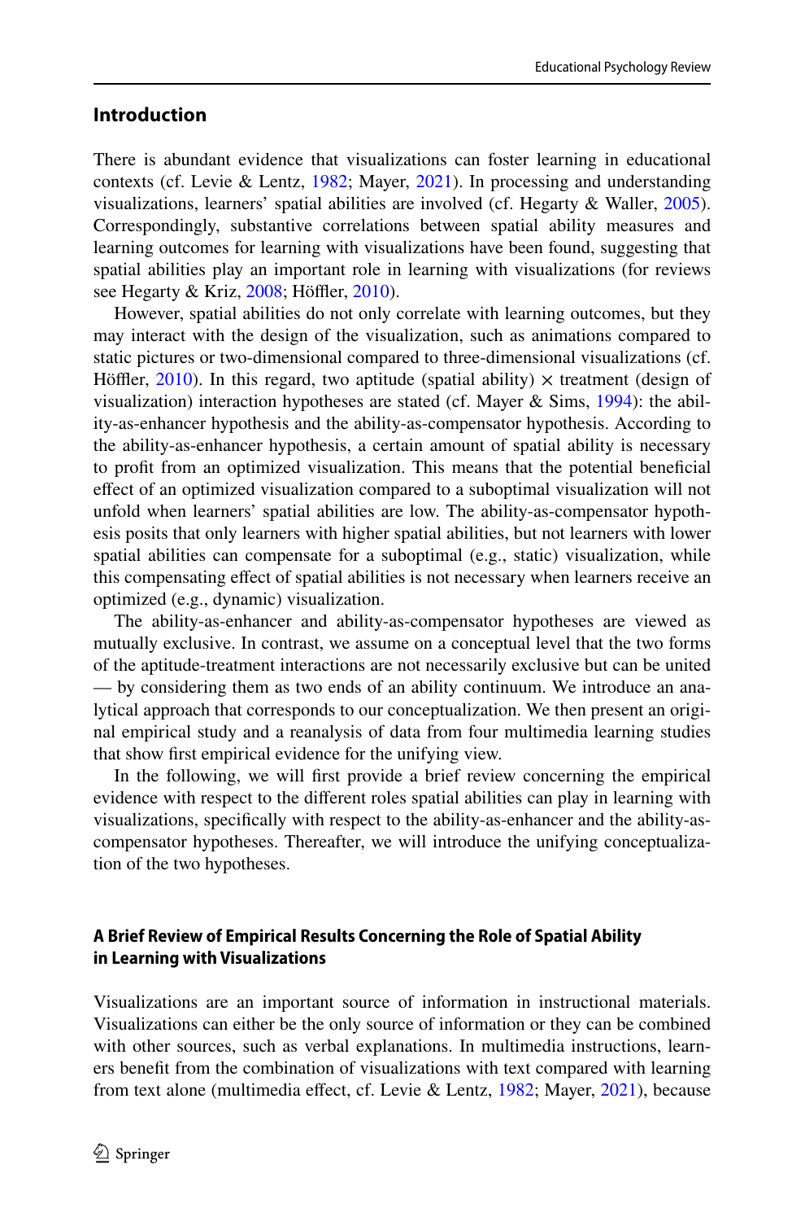## Introduction

There is abundant evidence that visualizations can foster learning in educational contexts (cf. Levie & Lentz, 1982; Mayer, 2021). In processing and understanding visualizations, learners' spatial abilities are involved (cf. Hegarty & Waller, 2005). Correspondingly, substantive correlations between spatial ability measures and learning outcomes for learning with visualizations have been found, suggesting that spatial abilities play an important role in learning with visualizations (for reviews see Hegarty & Kriz, 2008; Höffler, 2010).

However, spatial abilities do not only correlate with learning outcomes, but they may interact with the design of the visualization, such as animations compared to static pictures or two-dimensional compared to three-dimensional visualizations (cf. Höffler, 2010). In this regard, two aptitude (spatial ability) × treatment (design of visualization) interaction hypotheses are stated (cf. Mayer & Sims, 1994): the ability-as-enhancer hypothesis and the ability-as-compensator hypothesis. According to the ability-as-enhancer hypothesis, a certain amount of spatial ability is necessary to profit from an optimized visualization. This means that the potential beneficial effect of an optimized visualization compared to a suboptimal visualization will not unfold when learners' spatial abilities are low. The ability-as-compensator hypothesis posits that only learners with higher spatial abilities, but not learners with lower spatial abilities can compensate for a suboptimal (e.g., static) visualization, while this compensating effect of spatial abilities is not necessary when learners receive an optimized (e.g., dynamic) visualization.

The ability-as-enhancer and ability-as-compensator hypotheses are viewed as mutually exclusive. In contrast, we assume on a conceptual level that the two forms of the aptitude-treatment interactions are not necessarily exclusive but can be united — by considering them as two ends of an ability continuum. We introduce an analytical approach that corresponds to our conceptualization. We then present an original empirical study and a reanalysis of data from four multimedia learning studies that show first empirical evidence for the unifying view.

In the following, we will first provide a brief review concerning the empirical evidence with respect to the different roles spatial abilities can play in learning with visualizations, specifically with respect to the ability-as-enhancer and the ability-as-compensator hypotheses. Thereafter, we will introduce the unifying conceptualization of the two hypotheses.

### A Brief Review of Empirical Results Concerning the Role of Spatial Ability in Learning with Visualizations

Visualizations are an important source of information in instructional materials. Visualizations can either be the only source of information or they can be combined with other sources, such as verbal explanations. In multimedia instructions, learners benefit from the combination of visualizations with text compared with learning from text alone (multimedia effect, cf. Levie & Lentz, 1982; Mayer, 2021), because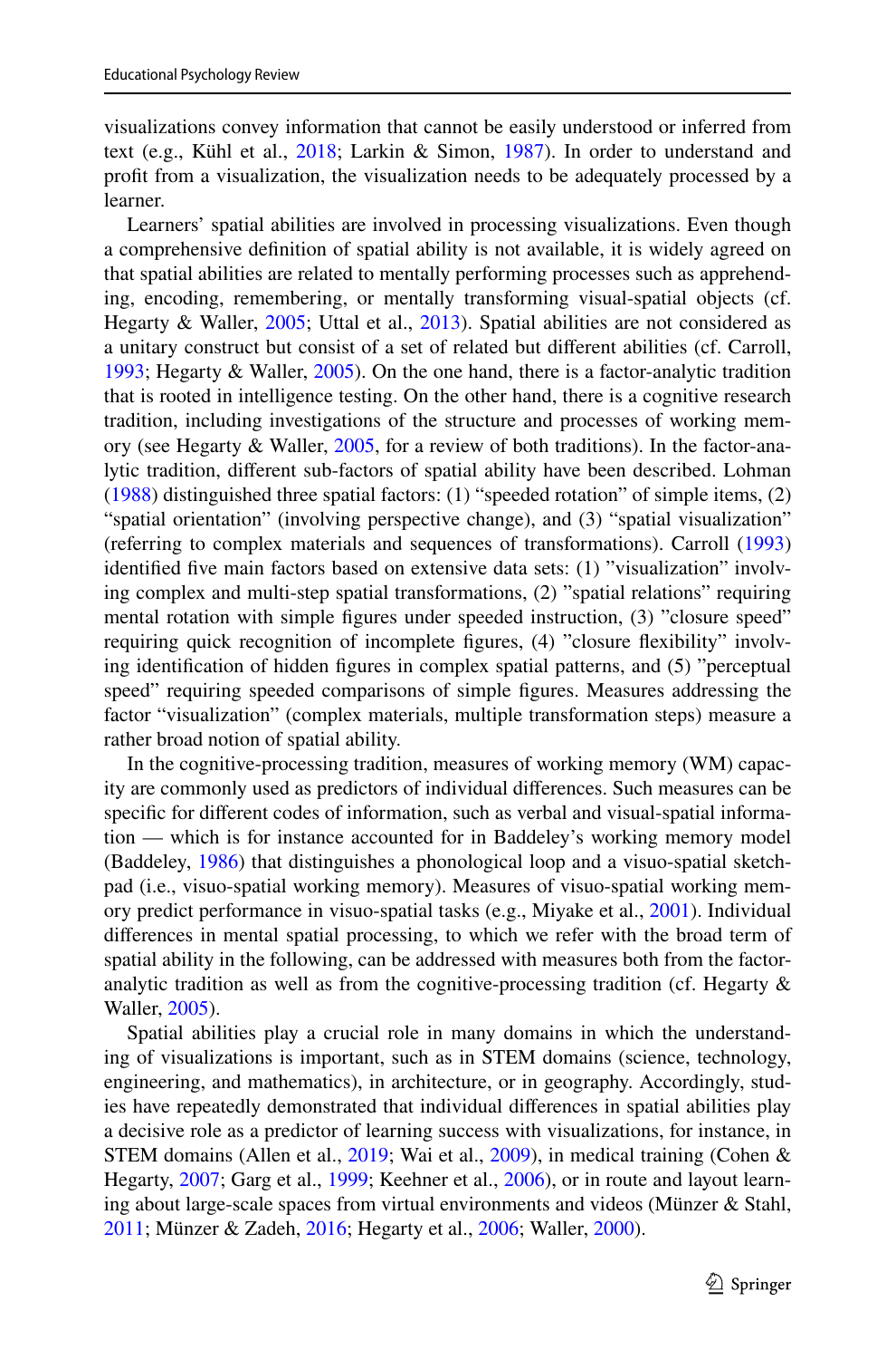visualizations convey information that cannot be easily understood or inferred from text (e.g., Kühl et al., 2018; Larkin & Simon, 1987). In order to understand and profit from a visualization, the visualization needs to be adequately processed by a learner.

Learners' spatial abilities are involved in processing visualizations. Even though a comprehensive definition of spatial ability is not available, it is widely agreed on that spatial abilities are related to mentally performing processes such as apprehending, encoding, remembering, or mentally transforming visual-spatial objects (cf. Hegarty & Waller, 2005; Uttal et al., 2013). Spatial abilities are not considered as a unitary construct but consist of a set of related but different abilities (cf. Carroll, 1993; Hegarty & Waller, 2005). On the one hand, there is a factor-analytic tradition that is rooted in intelligence testing. On the other hand, there is a cognitive research tradition, including investigations of the structure and processes of working memory (see Hegarty & Waller, 2005, for a review of both traditions). In the factor-analytic tradition, different sub-factors of spatial ability have been described. Lohman (1988) distinguished three spatial factors: (1) "speeded rotation" of simple items, (2) "spatial orientation" (involving perspective change), and (3) "spatial visualization" (referring to complex materials and sequences of transformations). Carroll (1993) identified five main factors based on extensive data sets: (1) "visualization" involving complex and multi-step spatial transformations, (2) "spatial relations" requiring mental rotation with simple figures under speeded instruction, (3) "closure speed" requiring quick recognition of incomplete figures, (4) "closure flexibility" involving identification of hidden figures in complex spatial patterns, and (5) "perceptual speed" requiring speeded comparisons of simple figures. Measures addressing the factor "visualization" (complex materials, multiple transformation steps) measure a rather broad notion of spatial ability.

In the cognitive-processing tradition, measures of working memory (WM) capacity are commonly used as predictors of individual differences. Such measures can be specific for different codes of information, such as verbal and visual-spatial information — which is for instance accounted for in Baddeley's working memory model (Baddeley, 1986) that distinguishes a phonological loop and a visuo-spatial sketchpad (i.e., visuo-spatial working memory). Measures of visuo-spatial working memory predict performance in visuo-spatial tasks (e.g., Miyake et al., 2001). Individual differences in mental spatial processing, to which we refer with the broad term of spatial ability in the following, can be addressed with measures both from the factor-analytic tradition as well as from the cognitive-processing tradition (cf. Hegarty & Waller, 2005).

Spatial abilities play a crucial role in many domains in which the understanding of visualizations is important, such as in STEM domains (science, technology, engineering, and mathematics), in architecture, or in geography. Accordingly, studies have repeatedly demonstrated that individual differences in spatial abilities play a decisive role as a predictor of learning success with visualizations, for instance, in STEM domains (Allen et al., 2019; Wai et al., 2009), in medical training (Cohen & Hegarty, 2007; Garg et al., 1999; Keehner et al., 2006), or in route and layout learning about large-scale spaces from virtual environments and videos (Münzer & Stahl, 2011; Münzer & Zadeh, 2016; Hegarty et al., 2006; Waller, 2000).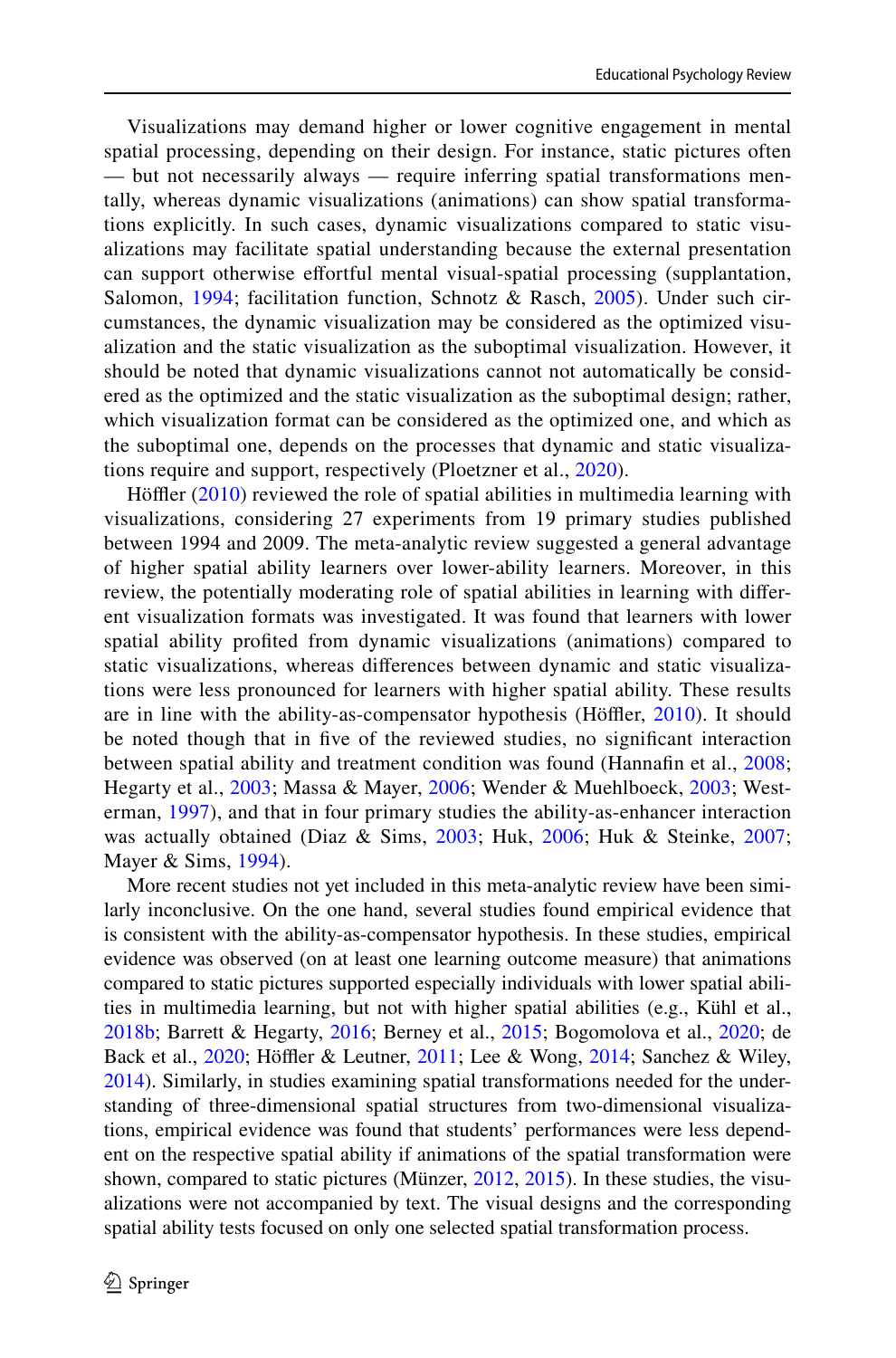Visualizations may demand higher or lower cognitive engagement in mental spatial processing, depending on their design. For instance, static pictures often — but not necessarily always — require inferring spatial transformations mentally, whereas dynamic visualizations (animations) can show spatial transformations explicitly. In such cases, dynamic visualizations compared to static visualizations may facilitate spatial understanding because the external presentation can support otherwise effortful mental visual-spatial processing (supplantation, Salomon, 1994; facilitation function, Schnotz & Rasch, 2005). Under such circumstances, the dynamic visualization may be considered as the optimized visualization and the static visualization as the suboptimal visualization. However, it should be noted that dynamic visualizations cannot not automatically be considered as the optimized and the static visualization as the suboptimal design; rather, which visualization format can be considered as the optimized one, and which as the suboptimal one, depends on the processes that dynamic and static visualizations require and support, respectively (Ploetzner et al., 2020).

Höffler (2010) reviewed the role of spatial abilities in multimedia learning with visualizations, considering 27 experiments from 19 primary studies published between 1994 and 2009. The meta-analytic review suggested a general advantage of higher spatial ability learners over lower-ability learners. Moreover, in this review, the potentially moderating role of spatial abilities in learning with different visualization formats was investigated. It was found that learners with lower spatial ability profited from dynamic visualizations (animations) compared to static visualizations, whereas differences between dynamic and static visualizations were less pronounced for learners with higher spatial ability. These results are in line with the ability-as-compensator hypothesis (Höffler, 2010). It should be noted though that in five of the reviewed studies, no significant interaction between spatial ability and treatment condition was found (Hannafin et al., 2008; Hegarty et al., 2003; Massa & Mayer, 2006; Wender & Muehlboeck, 2003; Westerman, 1997), and that in four primary studies the ability-as-enhancer interaction was actually obtained (Diaz & Sims, 2003; Huk, 2006; Huk & Steinke, 2007; Mayer & Sims, 1994).

More recent studies not yet included in this meta-analytic review have been similarly inconclusive. On the one hand, several studies found empirical evidence that is consistent with the ability-as-compensator hypothesis. In these studies, empirical evidence was observed (on at least one learning outcome measure) that animations compared to static pictures supported especially individuals with lower spatial abilities in multimedia learning, but not with higher spatial abilities (e.g., Kühl et al., 2018b; Barrett & Hegarty, 2016; Berney et al., 2015; Bogomolova et al., 2020; de Back et al., 2020; Höffler & Leutner, 2011; Lee & Wong, 2014; Sanchez & Wiley, 2014). Similarly, in studies examining spatial transformations needed for the understanding of three-dimensional spatial structures from two-dimensional visualizations, empirical evidence was found that students' performances were less dependent on the respective spatial ability if animations of the spatial transformation were shown, compared to static pictures (Münzer, 2012, 2015). In these studies, the visualizations were not accompanied by text. The visual designs and the corresponding spatial ability tests focused on only one selected spatial transformation process.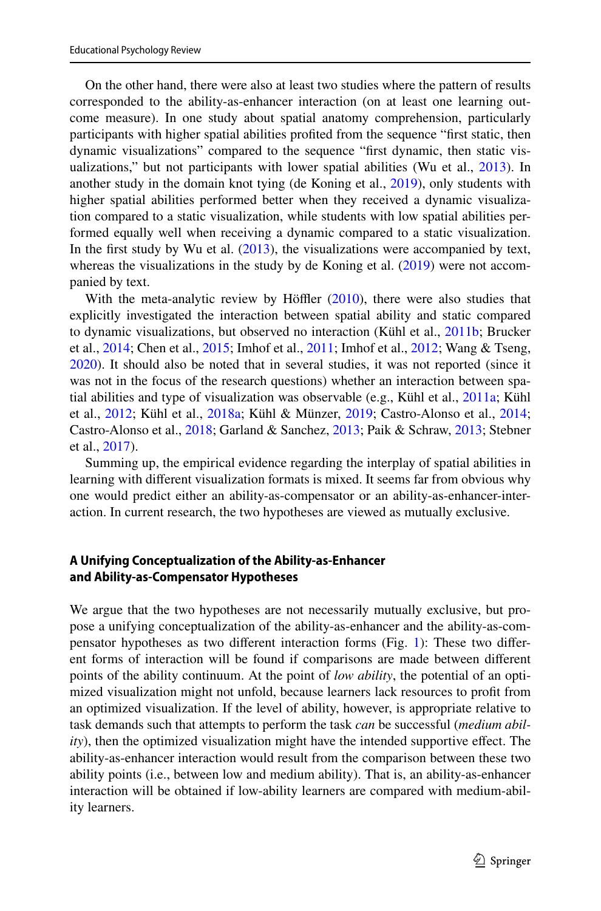On the other hand, there were also at least two studies where the pattern of results corresponded to the ability-as-enhancer interaction (on at least one learning outcome measure). In one study about spatial anatomy comprehension, particularly participants with higher spatial abilities profited from the sequence "first static, then dynamic visualizations" compared to the sequence "first dynamic, then static visualizations," but not participants with lower spatial abilities (Wu et al., 2013). In another study in the domain knot tying (de Koning et al., 2019), only students with higher spatial abilities performed better when they received a dynamic visualization compared to a static visualization, while students with low spatial abilities performed equally well when receiving a dynamic compared to a static visualization. In the first study by Wu et al. (2013), the visualizations were accompanied by text, whereas the visualizations in the study by de Koning et al. (2019) were not accompanied by text.

With the meta-analytic review by Höffler (2010), there were also studies that explicitly investigated the interaction between spatial ability and static compared to dynamic visualizations, but observed no interaction (Kühl et al., 2011b; Brucker et al., 2014; Chen et al., 2015; Imhof et al., 2011; Imhof et al., 2012; Wang & Tseng, 2020). It should also be noted that in several studies, it was not reported (since it was not in the focus of the research questions) whether an interaction between spatial abilities and type of visualization was observable (e.g., Kühl et al., 2011a; Kühl et al., 2012; Kühl et al., 2018a; Kühl & Münzer, 2019; Castro-Alonso et al., 2014; Castro-Alonso et al., 2018; Garland & Sanchez, 2013; Paik & Schraw, 2013; Stebner et al., 2017).

Summing up, the empirical evidence regarding the interplay of spatial abilities in learning with different visualization formats is mixed. It seems far from obvious why one would predict either an ability-as-compensator or an ability-as-enhancer-interaction. In current research, the two hypotheses are viewed as mutually exclusive.

### A Unifying Conceptualization of the Ability-as-Enhancer and Ability-as-Compensator Hypotheses

We argue that the two hypotheses are not necessarily mutually exclusive, but propose a unifying conceptualization of the ability-as-enhancer and the ability-as-compensator hypotheses as two different interaction forms (Fig. 1): These two different forms of interaction will be found if comparisons are made between different points of the ability continuum. At the point of *low ability*, the potential of an optimized visualization might not unfold, because learners lack resources to profit from an optimized visualization. If the level of ability, however, is appropriate relative to task demands such that attempts to perform the task *can* be successful (*medium ability*), then the optimized visualization might have the intended supportive effect. The ability-as-enhancer interaction would result from the comparison between these two ability points (i.e., between low and medium ability). That is, an ability-as-enhancer interaction will be obtained if low-ability learners are compared with medium-ability learners.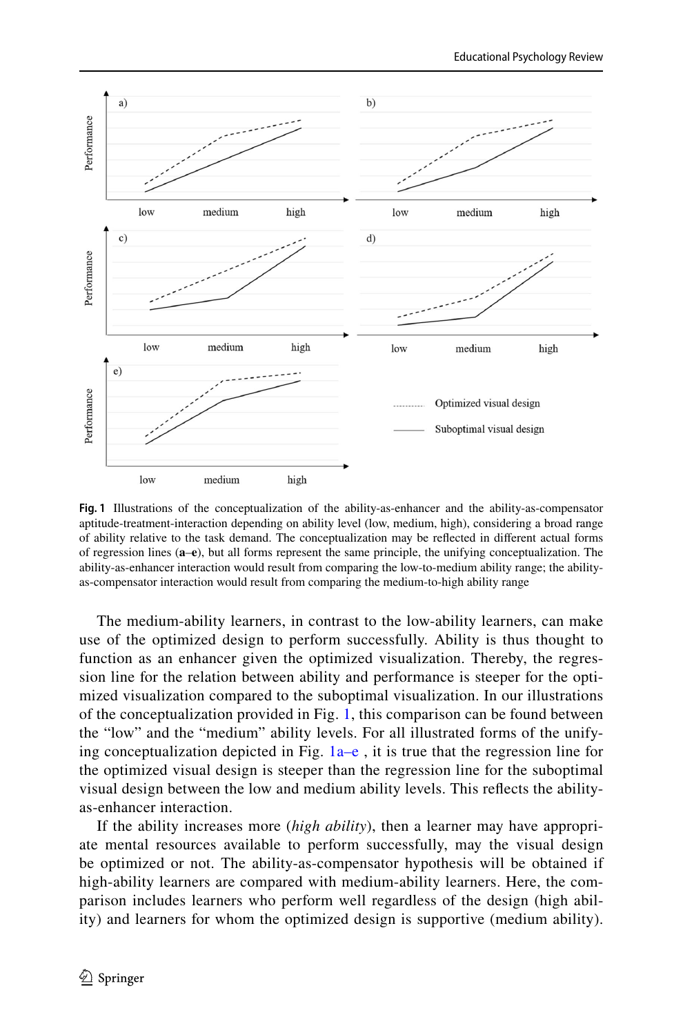**Fig. 1** Illustrations of the conceptualization of the ability-as-enhancer and the ability-as-compensator aptitude-treatment-interaction depending on ability level (low, medium, high), considering a broad range of ability relative to the task demand. The conceptualization may be reflected in different actual forms of regression lines (**a**–**e**), but all forms represent the same principle, the unifying conceptualization. The ability-as-enhancer interaction would result from comparing the low-to-medium ability range; the ability-as-compensator interaction would result from comparing the medium-to-high ability range

The medium-ability learners, in contrast to the low-ability learners, can make use of the optimized design to perform successfully. Ability is thus thought to function as an enhancer given the optimized visualization. Thereby, the regression line for the relation between ability and performance is steeper for the optimized visualization compared to the suboptimal visualization. In our illustrations of the conceptualization provided in Fig. 1, this comparison can be found between the "low" and the "medium" ability levels. For all illustrated forms of the unifying conceptualization depicted in Fig. 1a–e , it is true that the regression line for the optimized visual design is steeper than the regression line for the suboptimal visual design between the low and medium ability levels. This reflects the ability-as-enhancer interaction.

If the ability increases more (*high ability*), then a learner may have appropriate mental resources available to perform successfully, may the visual design be optimized or not. The ability-as-compensator hypothesis will be obtained if high-ability learners are compared with medium-ability learners. Here, the comparison includes learners who perform well regardless of the design (high ability) and learners for whom the optimized design is supportive (medium ability).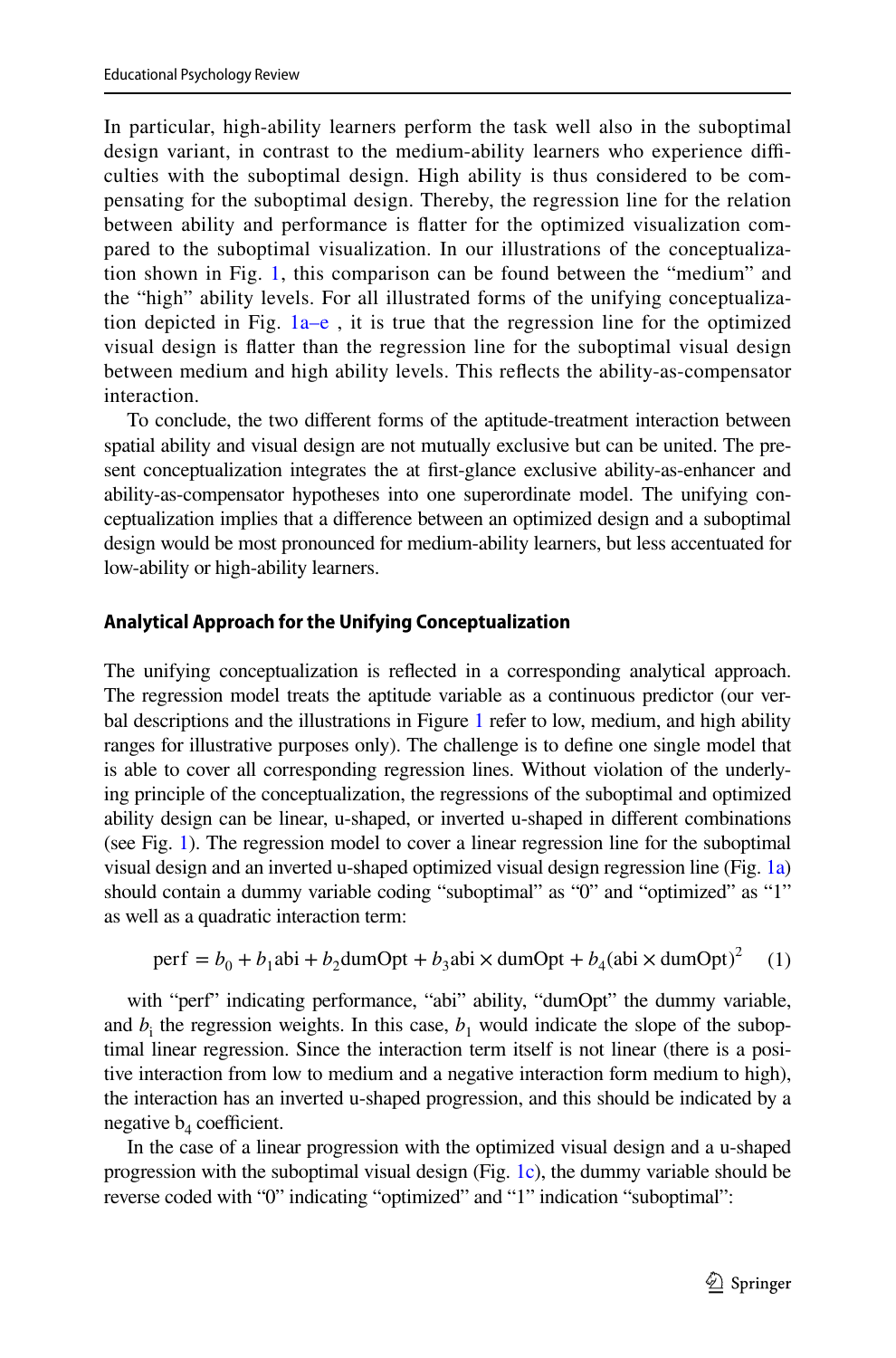In particular, high-ability learners perform the task well also in the suboptimal design variant, in contrast to the medium-ability learners who experience difficulties with the suboptimal design. High ability is thus considered to be compensating for the suboptimal design. Thereby, the regression line for the relation between ability and performance is flatter for the optimized visualization compared to the suboptimal visualization. In our illustrations of the conceptualization shown in Fig. 1, this comparison can be found between the "medium" and the "high" ability levels. For all illustrated forms of the unifying conceptualization depicted in Fig. 1a–e , it is true that the regression line for the optimized visual design is flatter than the regression line for the suboptimal visual design between medium and high ability levels. This reflects the ability-as-compensator interaction.

To conclude, the two different forms of the aptitude-treatment interaction between spatial ability and visual design are not mutually exclusive but can be united. The present conceptualization integrates the at first-glance exclusive ability-as-enhancer and ability-as-compensator hypotheses into one superordinate model. The unifying conceptualization implies that a difference between an optimized design and a suboptimal design would be most pronounced for medium-ability learners, but less accentuated for low-ability or high-ability learners.

### Analytical Approach for the Unifying Conceptualization

The unifying conceptualization is reflected in a corresponding analytical approach. The regression model treats the aptitude variable as a continuous predictor (our verbal descriptions and the illustrations in Figure 1 refer to low, medium, and high ability ranges for illustrative purposes only). The challenge is to define one single model that is able to cover all corresponding regression lines. Without violation of the underlying principle of the conceptualization, the regressions of the suboptimal and optimized ability design can be linear, u-shaped, or inverted u-shaped in different combinations (see Fig. 1). The regression model to cover a linear regression line for the suboptimal visual design and an inverted u-shaped optimized visual design regression line (Fig. 1a) should contain a dummy variable coding "suboptimal" as "0" and "optimized" as "1" as well as a quadratic interaction term:

$$\text{perf} = b_0 + b_1\text{abi} + b_2\text{dumOpt} + b_3\text{abi} \times \text{dumOpt} + b_4(\text{abi} \times \text{dumOpt})^2 \quad (1)$$

with "perf" indicating performance, "abi" ability, "dumOpt" the dummy variable, and $b_i$ the regression weights. In this case, $b_1$ would indicate the slope of the suboptimal linear regression. Since the interaction term itself is not linear (there is a positive interaction from low to medium and a negative interaction form medium to high), the interaction has an inverted u-shaped progression, and this should be indicated by a negative $b_4$ coefficient.

In the case of a linear progression with the optimized visual design and a u-shaped progression with the suboptimal visual design (Fig. 1c), the dummy variable should be reverse coded with "0" indicating "optimized" and "1" indication "suboptimal":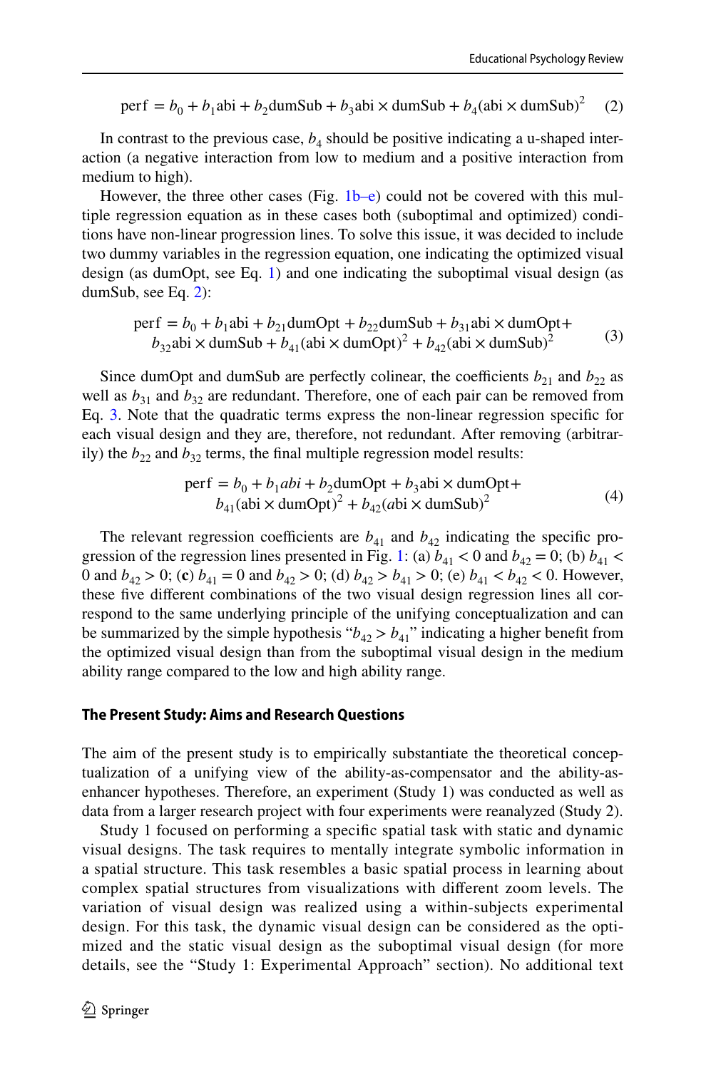$$\text{perf} = b_0 + b_1\text{abi} + b_2\text{dumSub} + b_3\text{abi} \times \text{dumSub} + b_4(\text{abi} \times \text{dumSub})^2 \quad (2)$$

In contrast to the previous case, $b_4$ should be positive indicating a u-shaped interaction (a negative interaction from low to medium and a positive interaction from medium to high).

However, the three other cases (Fig. 1b–e) could not be covered with this multiple regression equation as in these cases both (suboptimal and optimized) conditions have non-linear progression lines. To solve this issue, it was decided to include two dummy variables in the regression equation, one indicating the optimized visual design (as dumOpt, see Eq. 1) and one indicating the suboptimal visual design (as dumSub, see Eq. 2):

$$\begin{aligned}\text{perf} = b_0 + b_1\text{abi} + b_{21}\text{dumOpt} + b_{22}\text{dumSub} + b_{31}\text{abi} \times \text{dumOpt}+ \\ b_{32}\text{abi} \times \text{dumSub} + b_{41}(\text{abi} \times \text{dumOpt})^2 + b_{42}(\text{abi} \times \text{dumSub})^2\end{aligned} \quad (3)$$

Since dumOpt and dumSub are perfectly colinear, the coefficients $b_{21}$ and $b_{22}$ as well as $b_{31}$ and $b_{32}$ are redundant. Therefore, one of each pair can be removed from Eq. 3. Note that the quadratic terms express the non-linear regression specific for each visual design and they are, therefore, not redundant. After removing (arbitrarily) the $b_{22}$ and $b_{32}$ terms, the final multiple regression model results:

$$\begin{aligned}\text{perf} = b_0 + b_1 abi + b_2\text{dumOpt} + b_3\text{abi} \times \text{dumOpt}+ \\ b_{41}(\text{abi} \times \text{dumOpt})^2 + b_{42}(a\text{bi} \times \text{dumSub})^2\end{aligned} \quad (4)$$

The relevant regression coefficients are $b_{41}$ and $b_{42}$ indicating the specific progression of the regression lines presented in Fig. 1: (a) $b_{41} < 0$ and $b_{42} = 0$; (b) $b_{41} < 0$ and $b_{42} > 0$; (**c**) $b_{41} = 0$ and $b_{42} > 0$; (d) $b_{42} > b_{41} > 0$; (e) $b_{41} < b_{42} < 0$. However, these five different combinations of the two visual design regression lines all correspond to the same underlying principle of the unifying conceptualization and can be summarized by the simple hypothesis "$b_{42} > b_{41}$" indicating a higher benefit from the optimized visual design than from the suboptimal visual design in the medium ability range compared to the low and high ability range.

## The Present Study: Aims and Research Questions

The aim of the present study is to empirically substantiate the theoretical conceptualization of a unifying view of the ability-as-compensator and the ability-as-enhancer hypotheses. Therefore, an experiment (Study 1) was conducted as well as data from a larger research project with four experiments were reanalyzed (Study 2).

Study 1 focused on performing a specific spatial task with static and dynamic visual designs. The task requires to mentally integrate symbolic information in a spatial structure. This task resembles a basic spatial process in learning about complex spatial structures from visualizations with different zoom levels. The variation of visual design was realized using a within-subjects experimental design. For this task, the dynamic visual design can be considered as the optimized and the static visual design as the suboptimal visual design (for more details, see the "Study 1: Experimental Approach" section). No additional text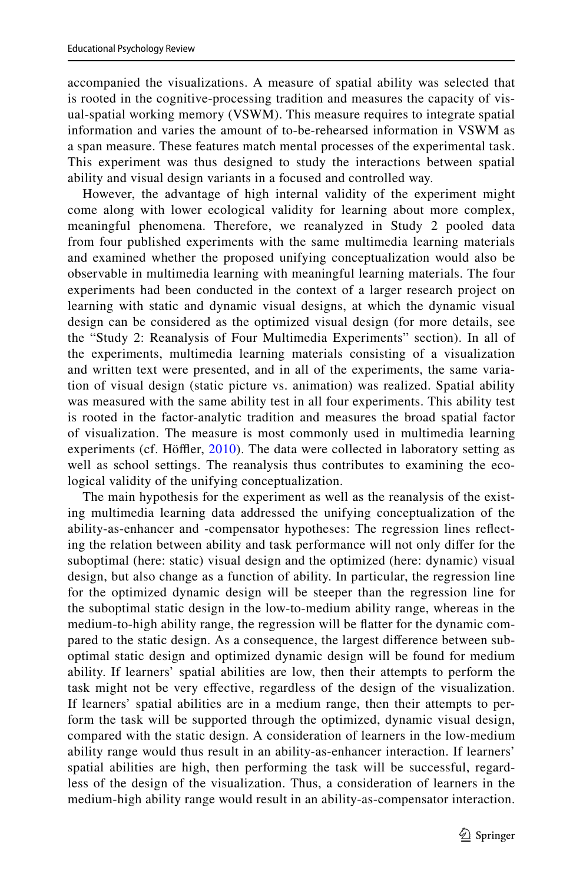accompanied the visualizations. A measure of spatial ability was selected that is rooted in the cognitive-processing tradition and measures the capacity of visual-spatial working memory (VSWM). This measure requires to integrate spatial information and varies the amount of to-be-rehearsed information in VSWM as a span measure. These features match mental processes of the experimental task. This experiment was thus designed to study the interactions between spatial ability and visual design variants in a focused and controlled way.

However, the advantage of high internal validity of the experiment might come along with lower ecological validity for learning about more complex, meaningful phenomena. Therefore, we reanalyzed in Study 2 pooled data from four published experiments with the same multimedia learning materials and examined whether the proposed unifying conceptualization would also be observable in multimedia learning with meaningful learning materials. The four experiments had been conducted in the context of a larger research project on learning with static and dynamic visual designs, at which the dynamic visual design can be considered as the optimized visual design (for more details, see the "Study 2: Reanalysis of Four Multimedia Experiments" section). In all of the experiments, multimedia learning materials consisting of a visualization and written text were presented, and in all of the experiments, the same variation of visual design (static picture vs. animation) was realized. Spatial ability was measured with the same ability test in all four experiments. This ability test is rooted in the factor-analytic tradition and measures the broad spatial factor of visualization. The measure is most commonly used in multimedia learning experiments (cf. Höffler, 2010). The data were collected in laboratory setting as well as school settings. The reanalysis thus contributes to examining the ecological validity of the unifying conceptualization.

The main hypothesis for the experiment as well as the reanalysis of the existing multimedia learning data addressed the unifying conceptualization of the ability-as-enhancer and -compensator hypotheses: The regression lines reflecting the relation between ability and task performance will not only differ for the suboptimal (here: static) visual design and the optimized (here: dynamic) visual design, but also change as a function of ability. In particular, the regression line for the optimized dynamic design will be steeper than the regression line for the suboptimal static design in the low-to-medium ability range, whereas in the medium-to-high ability range, the regression will be flatter for the dynamic compared to the static design. As a consequence, the largest difference between suboptimal static design and optimized dynamic design will be found for medium ability. If learners' spatial abilities are low, then their attempts to perform the task might not be very effective, regardless of the design of the visualization. If learners' spatial abilities are in a medium range, then their attempts to perform the task will be supported through the optimized, dynamic visual design, compared with the static design. A consideration of learners in the low-medium ability range would thus result in an ability-as-enhancer interaction. If learners' spatial abilities are high, then performing the task will be successful, regardless of the design of the visualization. Thus, a consideration of learners in the medium-high ability range would result in an ability-as-compensator interaction.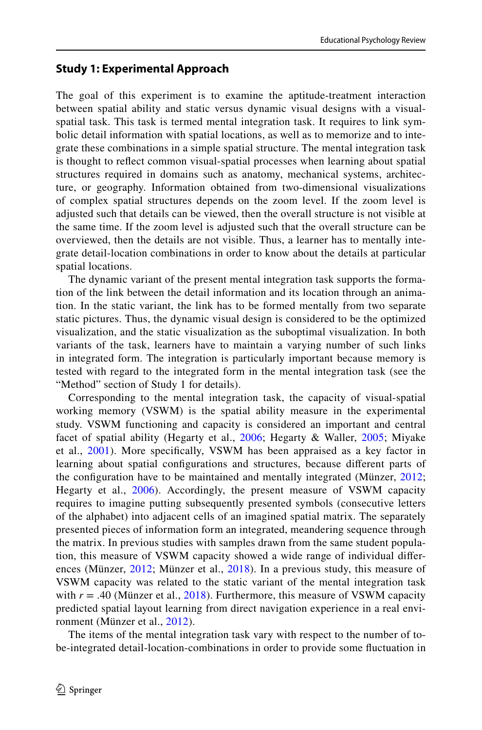## Study 1: Experimental Approach

The goal of this experiment is to examine the aptitude-treatment interaction between spatial ability and static versus dynamic visual designs with a visual-spatial task. This task is termed mental integration task. It requires to link symbolic detail information with spatial locations, as well as to memorize and to integrate these combinations in a simple spatial structure. The mental integration task is thought to reflect common visual-spatial processes when learning about spatial structures required in domains such as anatomy, mechanical systems, architecture, or geography. Information obtained from two-dimensional visualizations of complex spatial structures depends on the zoom level. If the zoom level is adjusted such that details can be viewed, then the overall structure is not visible at the same time. If the zoom level is adjusted such that the overall structure can be overviewed, then the details are not visible. Thus, a learner has to mentally integrate detail-location combinations in order to know about the details at particular spatial locations.

The dynamic variant of the present mental integration task supports the formation of the link between the detail information and its location through an animation. In the static variant, the link has to be formed mentally from two separate static pictures. Thus, the dynamic visual design is considered to be the optimized visualization, and the static visualization as the suboptimal visualization. In both variants of the task, learners have to maintain a varying number of such links in integrated form. The integration is particularly important because memory is tested with regard to the integrated form in the mental integration task (see the "Method" section of Study 1 for details).

Corresponding to the mental integration task, the capacity of visual-spatial working memory (VSWM) is the spatial ability measure in the experimental study. VSWM functioning and capacity is considered an important and central facet of spatial ability (Hegarty et al., 2006; Hegarty & Waller, 2005; Miyake et al., 2001). More specifically, VSWM has been appraised as a key factor in learning about spatial configurations and structures, because different parts of the configuration have to be maintained and mentally integrated (Münzer, 2012; Hegarty et al., 2006). Accordingly, the present measure of VSWM capacity requires to imagine putting subsequently presented symbols (consecutive letters of the alphabet) into adjacent cells of an imagined spatial matrix. The separately presented pieces of information form an integrated, meandering sequence through the matrix. In previous studies with samples drawn from the same student population, this measure of VSWM capacity showed a wide range of individual differences (Münzer, 2012; Münzer et al., 2018). In a previous study, this measure of VSWM capacity was related to the static variant of the mental integration task with $r = .40$ (Münzer et al., 2018). Furthermore, this measure of VSWM capacity predicted spatial layout learning from direct navigation experience in a real environment (Münzer et al., 2012).

The items of the mental integration task vary with respect to the number of to-be-integrated detail-location-combinations in order to provide some fluctuation in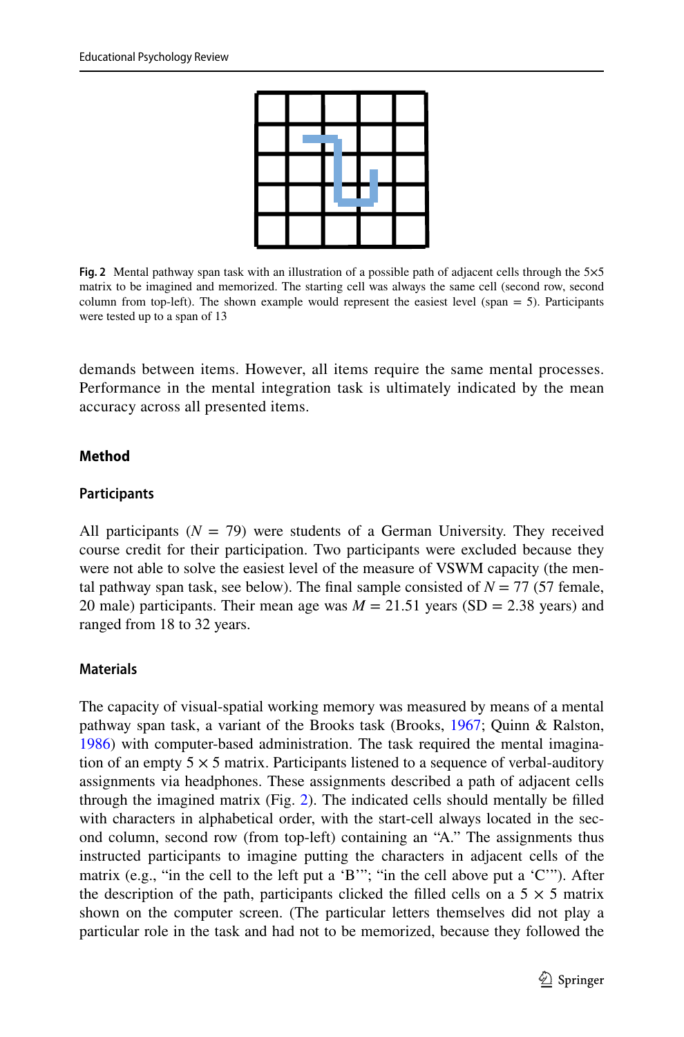**Fig. 2** Mental pathway span task with an illustration of a possible path of adjacent cells through the 5×5 matrix to be imagined and memorized. The starting cell was always the same cell (second row, second column from top-left). The shown example would represent the easiest level (span = 5). Participants were tested up to a span of 13

demands between items. However, all items require the same mental processes. Performance in the mental integration task is ultimately indicated by the mean accuracy across all presented items.

## Method

### Participants

All participants ($N$ = 79) were students of a German University. They received course credit for their participation. Two participants were excluded because they were not able to solve the easiest level of the measure of VSWM capacity (the mental pathway span task, see below). The final sample consisted of $N$ = 77 (57 female, 20 male) participants. Their mean age was $M$ = 21.51 years (SD = 2.38 years) and ranged from 18 to 32 years.

### Materials

The capacity of visual-spatial working memory was measured by means of a mental pathway span task, a variant of the Brooks task (Brooks, 1967; Quinn & Ralston, 1986) with computer-based administration. The task required the mental imagination of an empty 5 × 5 matrix. Participants listened to a sequence of verbal-auditory assignments via headphones. These assignments described a path of adjacent cells through the imagined matrix (Fig. 2). The indicated cells should mentally be filled with characters in alphabetical order, with the start-cell always located in the second column, second row (from top-left) containing an "A." The assignments thus instructed participants to imagine putting the characters in adjacent cells of the matrix (e.g., "in the cell to the left put a 'B'"; "in the cell above put a 'C'"). After the description of the path, participants clicked the filled cells on a 5 × 5 matrix shown on the computer screen. (The particular letters themselves did not play a particular role in the task and had not to be memorized, because they followed the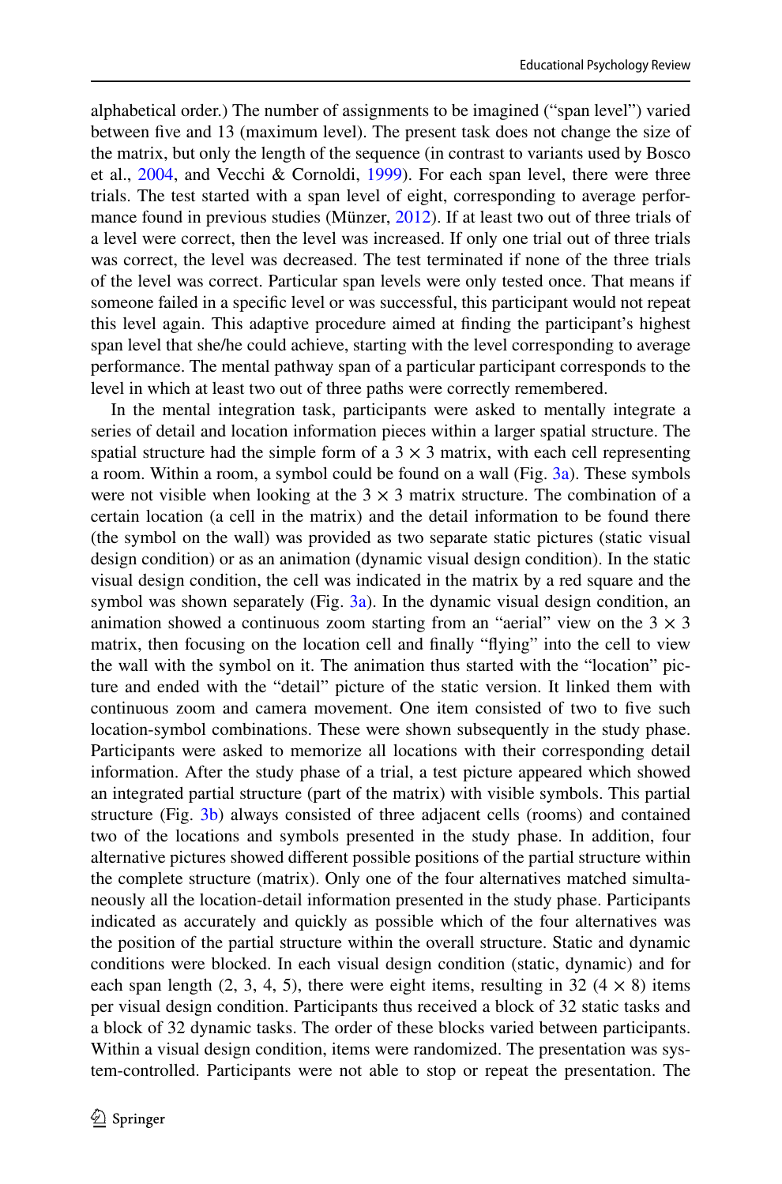alphabetical order.) The number of assignments to be imagined ("span level") varied between five and 13 (maximum level). The present task does not change the size of the matrix, but only the length of the sequence (in contrast to variants used by Bosco et al., 2004, and Vecchi & Cornoldi, 1999). For each span level, there were three trials. The test started with a span level of eight, corresponding to average performance found in previous studies (Münzer, 2012). If at least two out of three trials of a level were correct, then the level was increased. If only one trial out of three trials was correct, the level was decreased. The test terminated if none of the three trials of the level was correct. Particular span levels were only tested once. That means if someone failed in a specific level or was successful, this participant would not repeat this level again. This adaptive procedure aimed at finding the participant's highest span level that she/he could achieve, starting with the level corresponding to average performance. The mental pathway span of a particular participant corresponds to the level in which at least two out of three paths were correctly remembered.

In the mental integration task, participants were asked to mentally integrate a series of detail and location information pieces within a larger spatial structure. The spatial structure had the simple form of a 3 × 3 matrix, with each cell representing a room. Within a room, a symbol could be found on a wall (Fig. 3a). These symbols were not visible when looking at the 3 × 3 matrix structure. The combination of a certain location (a cell in the matrix) and the detail information to be found there (the symbol on the wall) was provided as two separate static pictures (static visual design condition) or as an animation (dynamic visual design condition). In the static visual design condition, the cell was indicated in the matrix by a red square and the symbol was shown separately (Fig. 3a). In the dynamic visual design condition, an animation showed a continuous zoom starting from an "aerial" view on the 3 × 3 matrix, then focusing on the location cell and finally "flying" into the cell to view the wall with the symbol on it. The animation thus started with the "location" picture and ended with the "detail" picture of the static version. It linked them with continuous zoom and camera movement. One item consisted of two to five such location-symbol combinations. These were shown subsequently in the study phase. Participants were asked to memorize all locations with their corresponding detail information. After the study phase of a trial, a test picture appeared which showed an integrated partial structure (part of the matrix) with visible symbols. This partial structure (Fig. 3b) always consisted of three adjacent cells (rooms) and contained two of the locations and symbols presented in the study phase. In addition, four alternative pictures showed different possible positions of the partial structure within the complete structure (matrix). Only one of the four alternatives matched simultaneously all the location-detail information presented in the study phase. Participants indicated as accurately and quickly as possible which of the four alternatives was the position of the partial structure within the overall structure. Static and dynamic conditions were blocked. In each visual design condition (static, dynamic) and for each span length (2, 3, 4, 5), there were eight items, resulting in 32 (4 × 8) items per visual design condition. Participants thus received a block of 32 static tasks and a block of 32 dynamic tasks. The order of these blocks varied between participants. Within a visual design condition, items were randomized. The presentation was system-controlled. Participants were not able to stop or repeat the presentation. The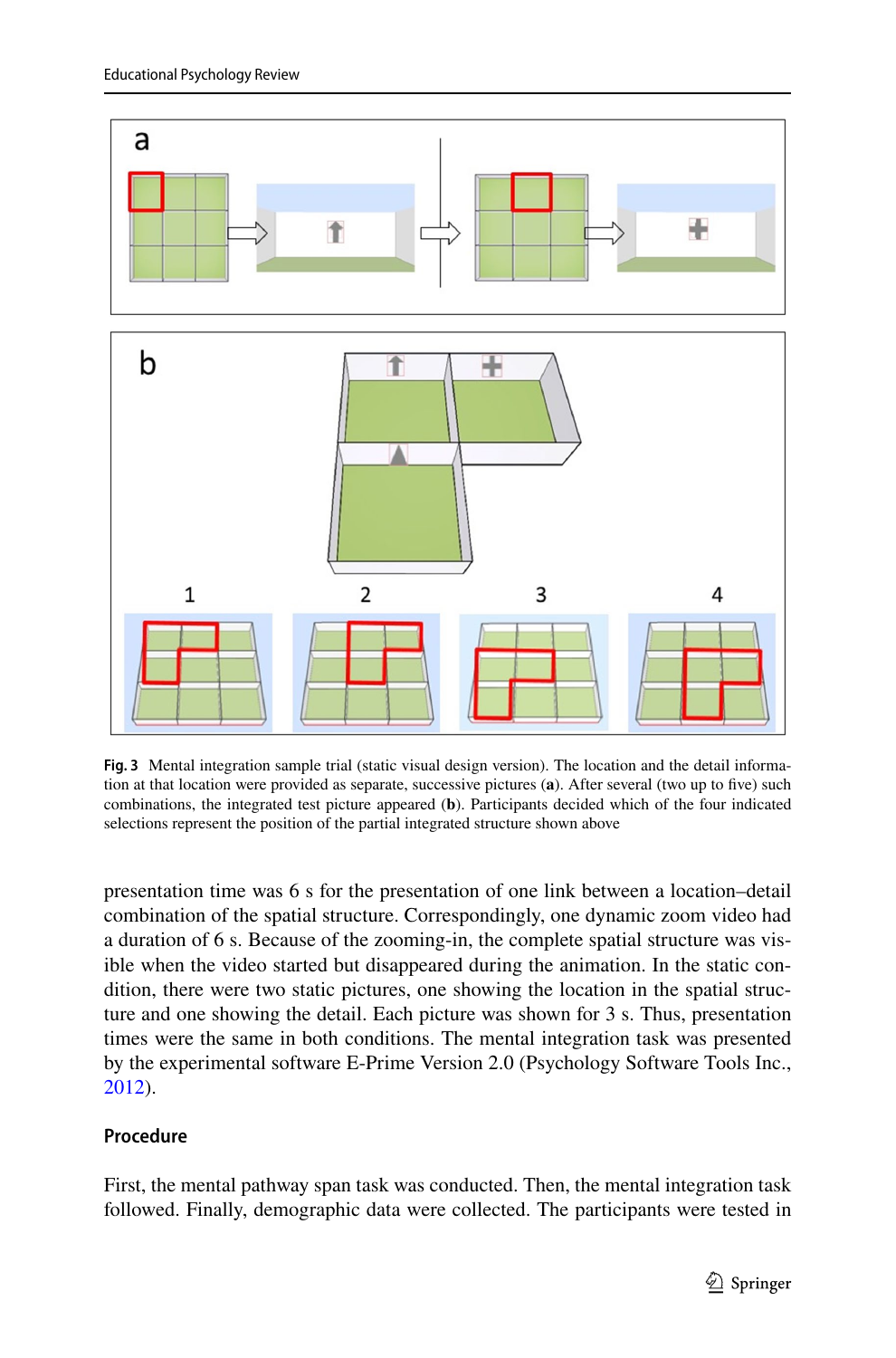**Fig. 3** Mental integration sample trial (static visual design version). The location and the detail information at that location were provided as separate, successive pictures (**a**). After several (two up to five) such combinations, the integrated test picture appeared (**b**). Participants decided which of the four indicated selections represent the position of the partial integrated structure shown above

presentation time was 6 s for the presentation of one link between a location–detail combination of the spatial structure. Correspondingly, one dynamic zoom video had a duration of 6 s. Because of the zooming-in, the complete spatial structure was visible when the video started but disappeared during the animation. In the static condition, there were two static pictures, one showing the location in the spatial structure and one showing the detail. Each picture was shown for 3 s. Thus, presentation times were the same in both conditions. The mental integration task was presented by the experimental software E-Prime Version 2.0 (Psychology Software Tools Inc., 2012).

### Procedure

First, the mental pathway span task was conducted. Then, the mental integration task followed. Finally, demographic data were collected. The participants were tested in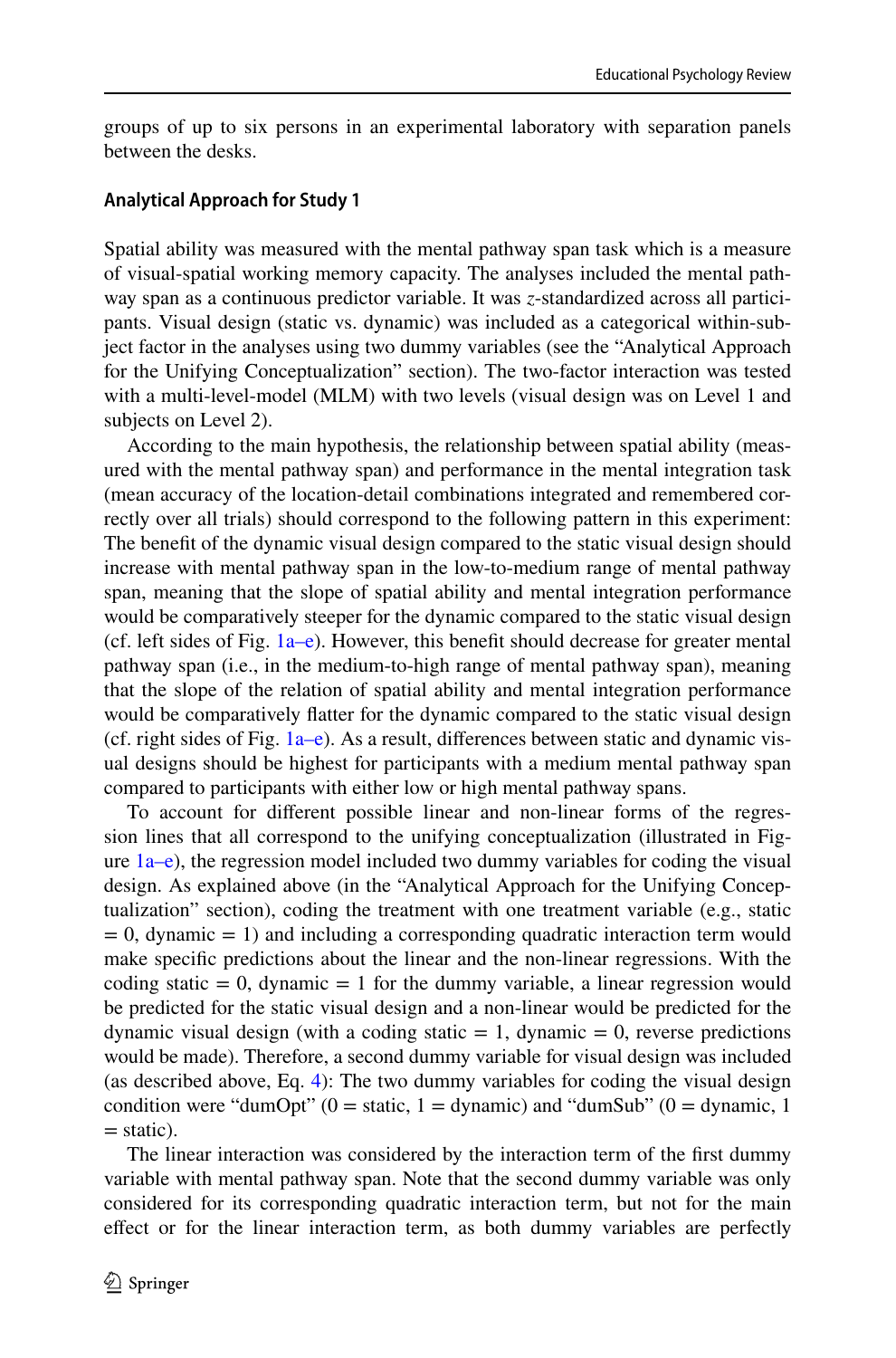groups of up to six persons in an experimental laboratory with separation panels between the desks.

### Analytical Approach for Study 1

Spatial ability was measured with the mental pathway span task which is a measure of visual-spatial working memory capacity. The analyses included the mental pathway span as a continuous predictor variable. It was $z$-standardized across all participants. Visual design (static vs. dynamic) was included as a categorical within-subject factor in the analyses using two dummy variables (see the "Analytical Approach for the Unifying Conceptualization" section). The two-factor interaction was tested with a multi-level-model (MLM) with two levels (visual design was on Level 1 and subjects on Level 2).

According to the main hypothesis, the relationship between spatial ability (measured with the mental pathway span) and performance in the mental integration task (mean accuracy of the location-detail combinations integrated and remembered correctly over all trials) should correspond to the following pattern in this experiment: The benefit of the dynamic visual design compared to the static visual design should increase with mental pathway span in the low-to-medium range of mental pathway span, meaning that the slope of spatial ability and mental integration performance would be comparatively steeper for the dynamic compared to the static visual design (cf. left sides of Fig. 1a–e). However, this benefit should decrease for greater mental pathway span (i.e., in the medium-to-high range of mental pathway span), meaning that the slope of the relation of spatial ability and mental integration performance would be comparatively flatter for the dynamic compared to the static visual design (cf. right sides of Fig. 1a–e). As a result, differences between static and dynamic visual designs should be highest for participants with a medium mental pathway span compared to participants with either low or high mental pathway spans.

To account for different possible linear and non-linear forms of the regression lines that all correspond to the unifying conceptualization (illustrated in Figure 1a–e), the regression model included two dummy variables for coding the visual design. As explained above (in the "Analytical Approach for the Unifying Conceptualization" section), coding the treatment with one treatment variable (e.g., static = 0, dynamic = 1) and including a corresponding quadratic interaction term would make specific predictions about the linear and the non-linear regressions. With the coding static = 0, dynamic = 1 for the dummy variable, a linear regression would be predicted for the static visual design and a non-linear would be predicted for the dynamic visual design (with a coding static = 1, dynamic = 0, reverse predictions would be made). Therefore, a second dummy variable for visual design was included (as described above, Eq. 4): The two dummy variables for coding the visual design condition were "dumOpt" (0 = static, 1 = dynamic) and "dumSub" (0 = dynamic, 1 = static).

The linear interaction was considered by the interaction term of the first dummy variable with mental pathway span. Note that the second dummy variable was only considered for its corresponding quadratic interaction term, but not for the main effect or for the linear interaction term, as both dummy variables are perfectly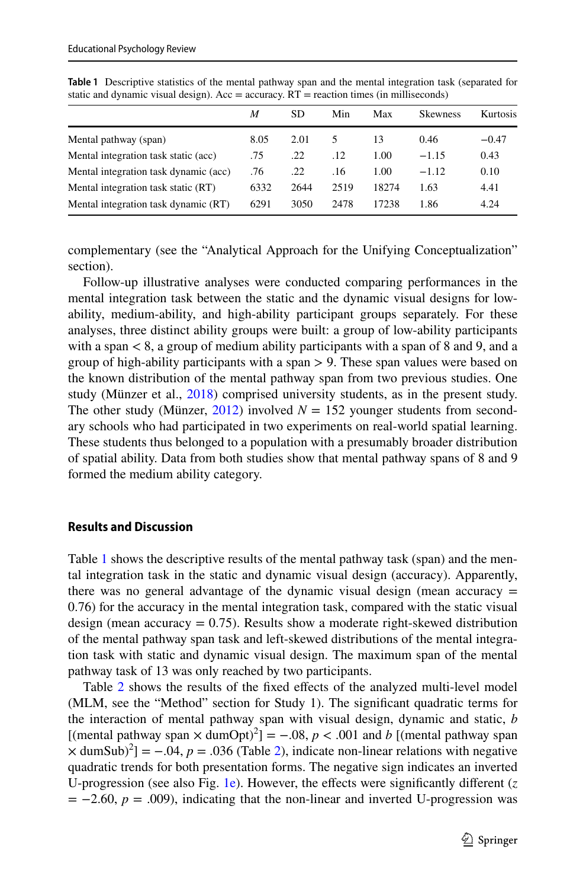**Table 1** Descriptive statistics of the mental pathway span and the mental integration task (separated for static and dynamic visual design). Acc = accuracy. RT = reaction times (in milliseconds)

| | *M* | SD | Min | Max | Skewness | Kurtosis |
|---|---|---|---|---|---|---|
| Mental pathway (span) | 8.05 | 2.01 | 5 | 13 | 0.46 | −0.47 |
| Mental integration task static (acc) | .75 | .22 | .12 | 1.00 | −1.15 | 0.43 |
| Mental integration task dynamic (acc) | .76 | .22 | .16 | 1.00 | −1.12 | 0.10 |
| Mental integration task static (RT) | 6332 | 2644 | 2519 | 18274 | 1.63 | 4.41 |
| Mental integration task dynamic (RT) | 6291 | 3050 | 2478 | 17238 | 1.86 | 4.24 |

complementary (see the "Analytical Approach for the Unifying Conceptualization" section).

Follow-up illustrative analyses were conducted comparing performances in the mental integration task between the static and the dynamic visual designs for low-ability, medium-ability, and high-ability participant groups separately. For these analyses, three distinct ability groups were built: a group of low-ability participants with a span < 8, a group of medium ability participants with a span of 8 and 9, and a group of high-ability participants with a span > 9. These span values were based on the known distribution of the mental pathway span from two previous studies. One study (Münzer et al., 2018) comprised university students, as in the present study. The other study (Münzer, 2012) involved $N = 152$ younger students from secondary schools who had participated in two experiments on real-world spatial learning. These students thus belonged to a population with a presumably broader distribution of spatial ability. Data from both studies show that mental pathway spans of 8 and 9 formed the medium ability category.

## Results and Discussion

Table 1 shows the descriptive results of the mental pathway task (span) and the mental integration task in the static and dynamic visual design (accuracy). Apparently, there was no general advantage of the dynamic visual design (mean accuracy = 0.76) for the accuracy in the mental integration task, compared with the static visual design (mean accuracy = 0.75). Results show a moderate right-skewed distribution of the mental pathway span task and left-skewed distributions of the mental integration task with static and dynamic visual design. The maximum span of the mental pathway task of 13 was only reached by two participants.

Table 2 shows the results of the fixed effects of the analyzed multi-level model (MLM, see the "Method" section for Study 1). The significant quadratic terms for the interaction of mental pathway span with visual design, dynamic and static, $b$ [(mental pathway span × dumOpt)$^2$] = −.08, $p < .001$ and $b$ [(mental pathway span × dumSub)$^2$] = −.04, $p = .036$ (Table 2), indicate non-linear relations with negative quadratic trends for both presentation forms. The negative sign indicates an inverted U-progression (see also Fig. 1e). However, the effects were significantly different ($z = -2.60$, $p = .009$), indicating that the non-linear and inverted U-progression was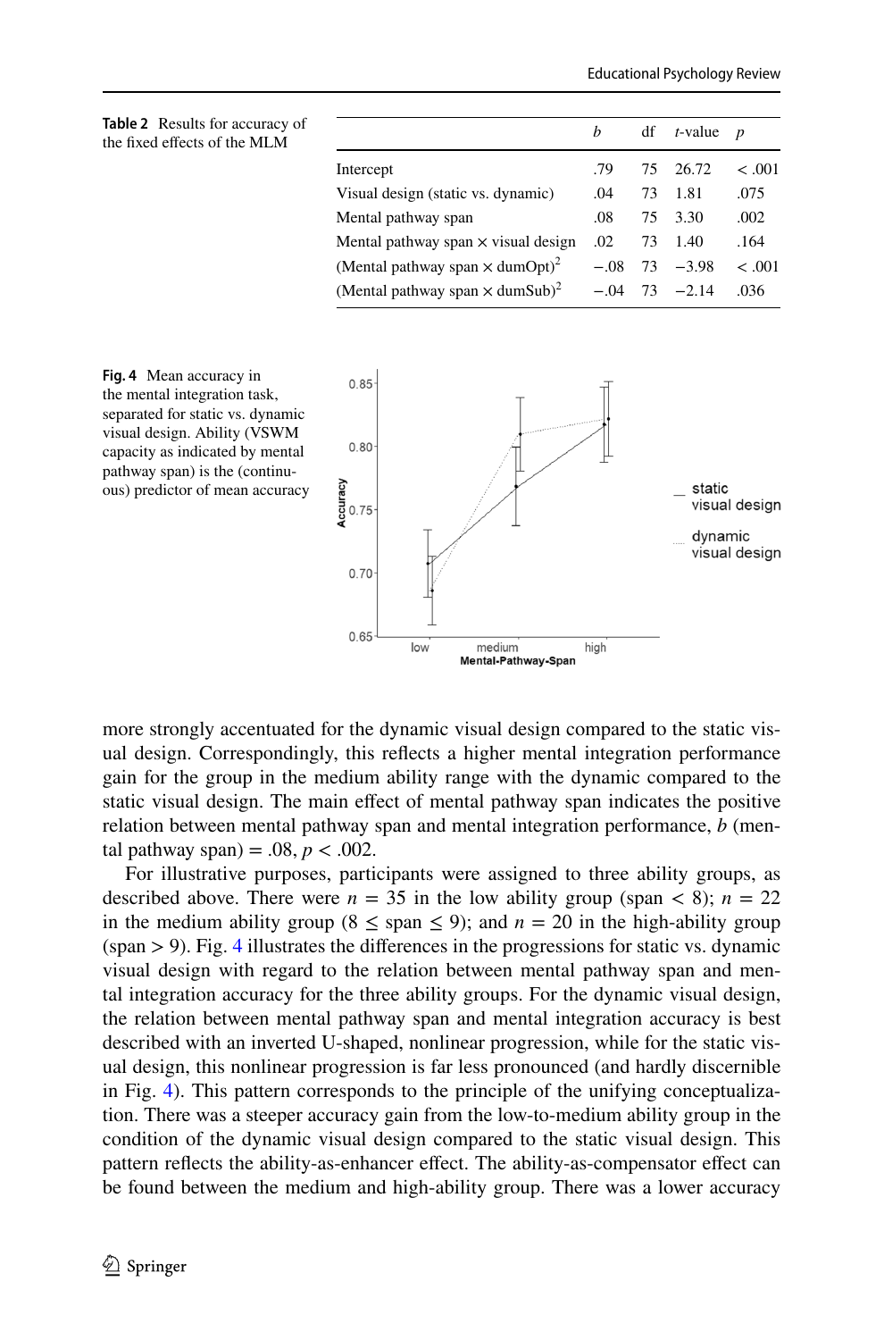**Table 2** Results for accuracy of the fixed effects of the MLM

| | $b$ | df | $t$-value | $p$ |
|---|---|---|---|---|
| Intercept | .79 | 75 | 26.72 | < .001 |
| Visual design (static vs. dynamic) | .04 | 73 | 1.81 | .075 |
| Mental pathway span | .08 | 75 | 3.30 | .002 |
| Mental pathway span × visual design | .02 | 73 | 1.40 | .164 |
| (Mental pathway span × dumOpt)$^2$ | −.08 | 73 | −3.98 | < .001 |
| (Mental pathway span × dumSub)$^2$ | −.04 | 73 | −2.14 | .036 |

**Fig. 4** Mean accuracy in the mental integration task, separated for static vs. dynamic visual design. Ability (VSWM capacity as indicated by mental pathway span) is the (continuous) predictor of mean accuracy

more strongly accentuated for the dynamic visual design compared to the static visual design. Correspondingly, this reflects a higher mental integration performance gain for the group in the medium ability range with the dynamic compared to the static visual design. The main effect of mental pathway span indicates the positive relation between mental pathway span and mental integration performance, $b$ (mental pathway span) = .08, $p < .002$.

For illustrative purposes, participants were assigned to three ability groups, as described above. There were $n = 35$ in the low ability group (span $< 8$); $n = 22$ in the medium ability group ($8 \leq$ span $\leq 9$); and $n = 20$ in the high-ability group (span $> 9$). Fig. 4 illustrates the differences in the progressions for static vs. dynamic visual design with regard to the relation between mental pathway span and mental integration accuracy for the three ability groups. For the dynamic visual design, the relation between mental pathway span and mental integration accuracy is best described with an inverted U-shaped, nonlinear progression, while for the static visual design, this nonlinear progression is far less pronounced (and hardly discernible in Fig. 4). This pattern corresponds to the principle of the unifying conceptualization. There was a steeper accuracy gain from the low-to-medium ability group in the condition of the dynamic visual design compared to the static visual design. This pattern reflects the ability-as-enhancer effect. The ability-as-compensator effect can be found between the medium and high-ability group. There was a lower accuracy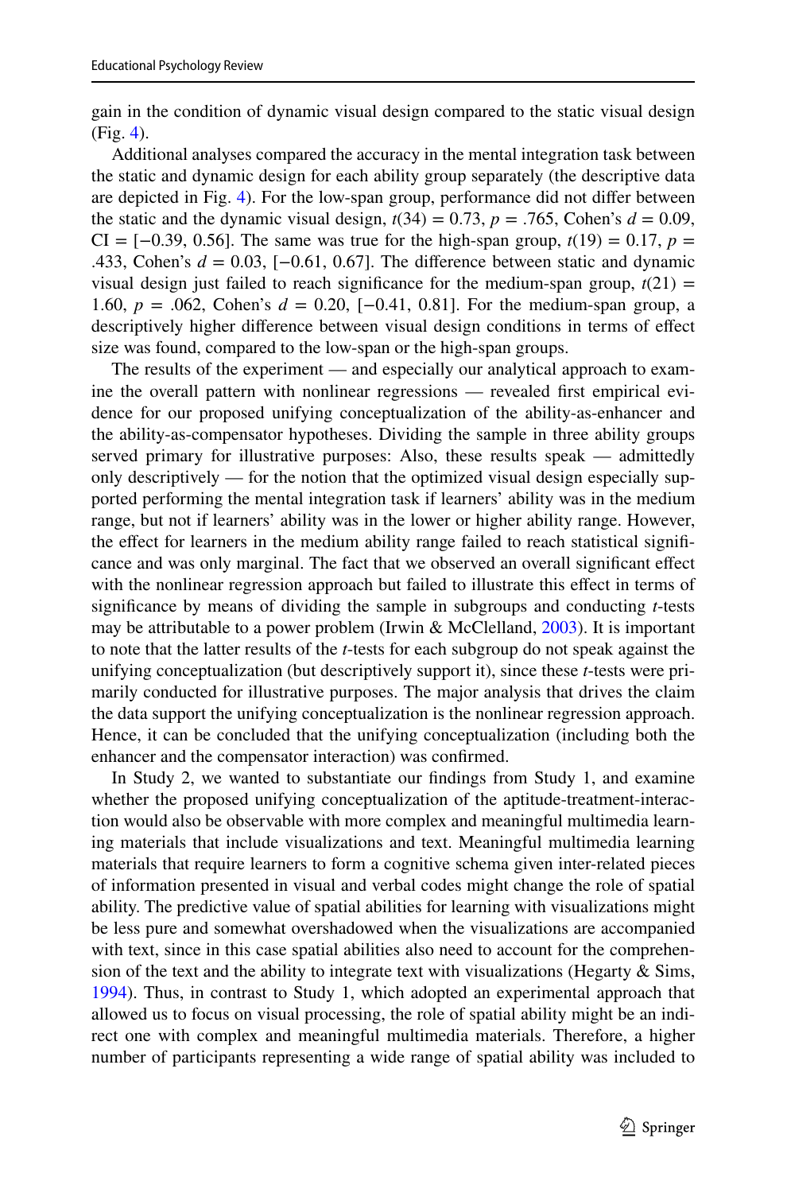gain in the condition of dynamic visual design compared to the static visual design (Fig. 4).

Additional analyses compared the accuracy in the mental integration task between the static and dynamic design for each ability group separately (the descriptive data are depicted in Fig. 4). For the low-span group, performance did not differ between the static and the dynamic visual design, $t(34) = 0.73$, $p = .765$, Cohen's $d = 0.09$, CI = [−0.39, 0.56]. The same was true for the high-span group, $t(19) = 0.17$, $p = .433$, Cohen's $d = 0.03$, [−0.61, 0.67]. The difference between static and dynamic visual design just failed to reach significance for the medium-span group, $t(21) = 1.60$, $p = .062$, Cohen's $d = 0.20$, [−0.41, 0.81]. For the medium-span group, a descriptively higher difference between visual design conditions in terms of effect size was found, compared to the low-span or the high-span groups.

The results of the experiment — and especially our analytical approach to examine the overall pattern with nonlinear regressions — revealed first empirical evidence for our proposed unifying conceptualization of the ability-as-enhancer and the ability-as-compensator hypotheses. Dividing the sample in three ability groups served primary for illustrative purposes: Also, these results speak — admittedly only descriptively — for the notion that the optimized visual design especially supported performing the mental integration task if learners' ability was in the medium range, but not if learners' ability was in the lower or higher ability range. However, the effect for learners in the medium ability range failed to reach statistical significance and was only marginal. The fact that we observed an overall significant effect with the nonlinear regression approach but failed to illustrate this effect in terms of significance by means of dividing the sample in subgroups and conducting *t*-tests may be attributable to a power problem (Irwin & McClelland, 2003). It is important to note that the latter results of the *t*-tests for each subgroup do not speak against the unifying conceptualization (but descriptively support it), since these *t*-tests were primarily conducted for illustrative purposes. The major analysis that drives the claim the data support the unifying conceptualization is the nonlinear regression approach. Hence, it can be concluded that the unifying conceptualization (including both the enhancer and the compensator interaction) was confirmed.

In Study 2, we wanted to substantiate our findings from Study 1, and examine whether the proposed unifying conceptualization of the aptitude-treatment-interaction would also be observable with more complex and meaningful multimedia learning materials that include visualizations and text. Meaningful multimedia learning materials that require learners to form a cognitive schema given inter-related pieces of information presented in visual and verbal codes might change the role of spatial ability. The predictive value of spatial abilities for learning with visualizations might be less pure and somewhat overshadowed when the visualizations are accompanied with text, since in this case spatial abilities also need to account for the comprehension of the text and the ability to integrate text with visualizations (Hegarty & Sims, 1994). Thus, in contrast to Study 1, which adopted an experimental approach that allowed us to focus on visual processing, the role of spatial ability might be an indirect one with complex and meaningful multimedia materials. Therefore, a higher number of participants representing a wide range of spatial ability was included to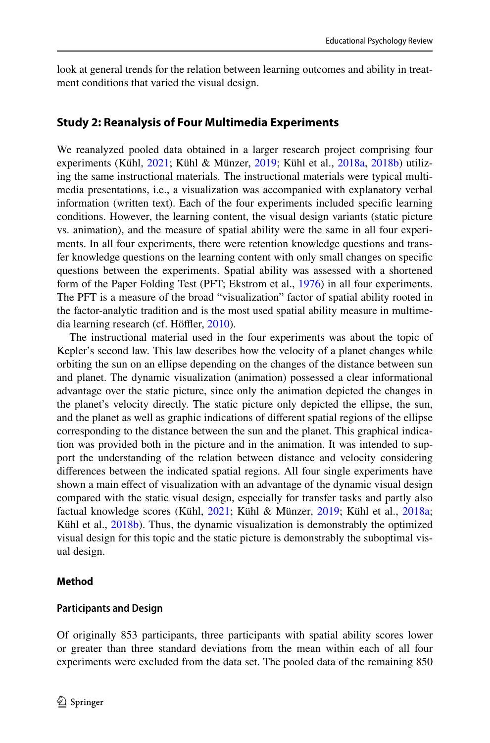look at general trends for the relation between learning outcomes and ability in treatment conditions that varied the visual design.

## Study 2: Reanalysis of Four Multimedia Experiments

We reanalyzed pooled data obtained in a larger research project comprising four experiments (Kühl, 2021; Kühl & Münzer, 2019; Kühl et al., 2018a, 2018b) utilizing the same instructional materials. The instructional materials were typical multimedia presentations, i.e., a visualization was accompanied with explanatory verbal information (written text). Each of the four experiments included specific learning conditions. However, the learning content, the visual design variants (static picture vs. animation), and the measure of spatial ability were the same in all four experiments. In all four experiments, there were retention knowledge questions and transfer knowledge questions on the learning content with only small changes on specific questions between the experiments. Spatial ability was assessed with a shortened form of the Paper Folding Test (PFT; Ekstrom et al., 1976) in all four experiments. The PFT is a measure of the broad "visualization" factor of spatial ability rooted in the factor-analytic tradition and is the most used spatial ability measure in multimedia learning research (cf. Höffler, 2010).

The instructional material used in the four experiments was about the topic of Kepler's second law. This law describes how the velocity of a planet changes while orbiting the sun on an ellipse depending on the changes of the distance between sun and planet. The dynamic visualization (animation) possessed a clear informational advantage over the static picture, since only the animation depicted the changes in the planet's velocity directly. The static picture only depicted the ellipse, the sun, and the planet as well as graphic indications of different spatial regions of the ellipse corresponding to the distance between the sun and the planet. This graphical indication was provided both in the picture and in the animation. It was intended to support the understanding of the relation between distance and velocity considering differences between the indicated spatial regions. All four single experiments have shown a main effect of visualization with an advantage of the dynamic visual design compared with the static visual design, especially for transfer tasks and partly also factual knowledge scores (Kühl, 2021; Kühl & Münzer, 2019; Kühl et al., 2018a; Kühl et al., 2018b). Thus, the dynamic visualization is demonstrably the optimized visual design for this topic and the static picture is demonstrably the suboptimal visual design.

### Method

#### Participants and Design

Of originally 853 participants, three participants with spatial ability scores lower or greater than three standard deviations from the mean within each of all four experiments were excluded from the data set. The pooled data of the remaining 850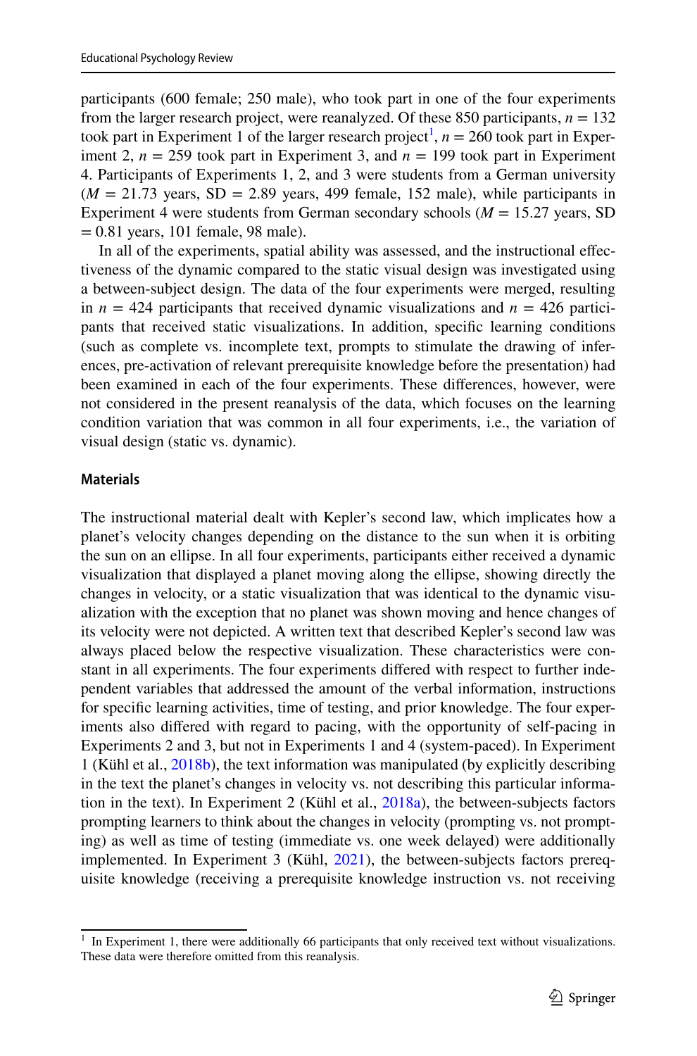participants (600 female; 250 male), who took part in one of the four experiments from the larger research project, were reanalyzed. Of these 850 participants, $n$ = 132 took part in Experiment 1 of the larger research project[1], $n$ = 260 took part in Experiment 2, $n$ = 259 took part in Experiment 3, and $n$ = 199 took part in Experiment 4. Participants of Experiments 1, 2, and 3 were students from a German university ($M$ = 21.73 years, SD = 2.89 years, 499 female, 152 male), while participants in Experiment 4 were students from German secondary schools ($M$ = 15.27 years, SD = 0.81 years, 101 female, 98 male).

In all of the experiments, spatial ability was assessed, and the instructional effectiveness of the dynamic compared to the static visual design was investigated using a between-subject design. The data of the four experiments were merged, resulting in $n$ = 424 participants that received dynamic visualizations and $n$ = 426 participants that received static visualizations. In addition, specific learning conditions (such as complete vs. incomplete text, prompts to stimulate the drawing of inferences, pre-activation of relevant prerequisite knowledge before the presentation) had been examined in each of the four experiments. These differences, however, were not considered in the present reanalysis of the data, which focuses on the learning condition variation that was common in all four experiments, i.e., the variation of visual design (static vs. dynamic).

### Materials

The instructional material dealt with Kepler's second law, which implicates how a planet's velocity changes depending on the distance to the sun when it is orbiting the sun on an ellipse. In all four experiments, participants either received a dynamic visualization that displayed a planet moving along the ellipse, showing directly the changes in velocity, or a static visualization that was identical to the dynamic visualization with the exception that no planet was shown moving and hence changes of its velocity were not depicted. A written text that described Kepler's second law was always placed below the respective visualization. These characteristics were constant in all experiments. The four experiments differed with respect to further independent variables that addressed the amount of the verbal information, instructions for specific learning activities, time of testing, and prior knowledge. The four experiments also differed with regard to pacing, with the opportunity of self-pacing in Experiments 2 and 3, but not in Experiments 1 and 4 (system-paced). In Experiment 1 (Kühl et al., 2018b), the text information was manipulated (by explicitly describing in the text the planet's changes in velocity vs. not describing this particular information in the text). In Experiment 2 (Kühl et al., 2018a), the between-subjects factors prompting learners to think about the changes in velocity (prompting vs. not prompting) as well as time of testing (immediate vs. one week delayed) were additionally implemented. In Experiment 3 (Kühl, 2021), the between-subjects factors prerequisite knowledge (receiving a prerequisite knowledge instruction vs. not receiving

[1] In Experiment 1, there were additionally 66 participants that only received text without visualizations. These data were therefore omitted from this reanalysis.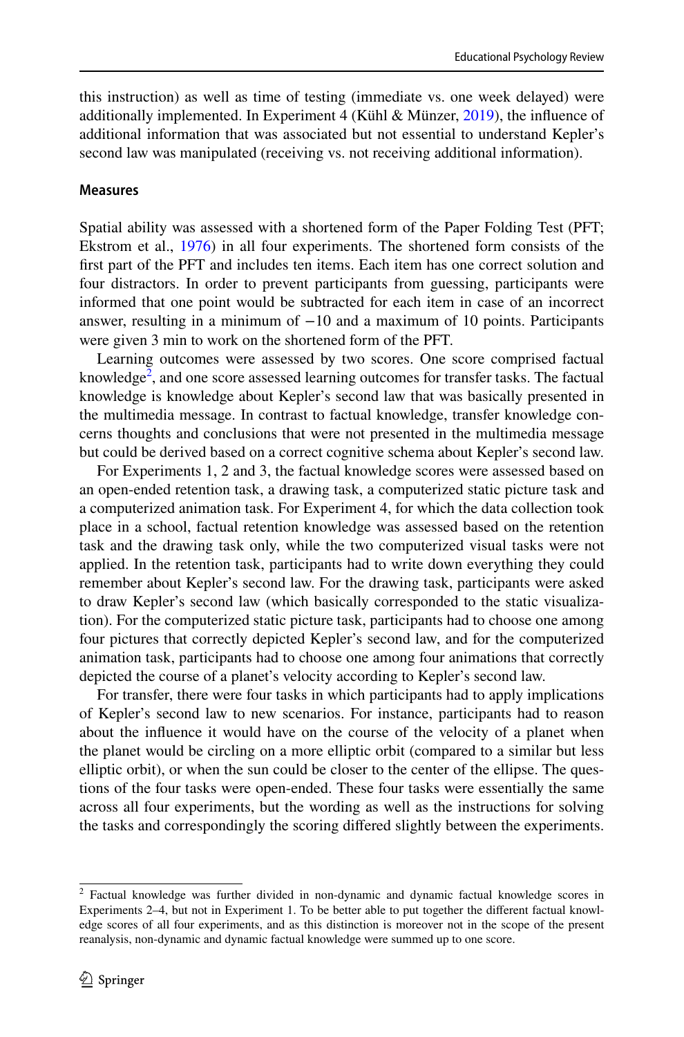this instruction) as well as time of testing (immediate vs. one week delayed) were additionally implemented. In Experiment 4 (Kühl & Münzer, 2019), the influence of additional information that was associated but not essential to understand Kepler's second law was manipulated (receiving vs. not receiving additional information).

### Measures

Spatial ability was assessed with a shortened form of the Paper Folding Test (PFT; Ekstrom et al., 1976) in all four experiments. The shortened form consists of the first part of the PFT and includes ten items. Each item has one correct solution and four distractors. In order to prevent participants from guessing, participants were informed that one point would be subtracted for each item in case of an incorrect answer, resulting in a minimum of −10 and a maximum of 10 points. Participants were given 3 min to work on the shortened form of the PFT.

Learning outcomes were assessed by two scores. One score comprised factual knowledge[2], and one score assessed learning outcomes for transfer tasks. The factual knowledge is knowledge about Kepler's second law that was basically presented in the multimedia message. In contrast to factual knowledge, transfer knowledge concerns thoughts and conclusions that were not presented in the multimedia message but could be derived based on a correct cognitive schema about Kepler's second law.

For Experiments 1, 2 and 3, the factual knowledge scores were assessed based on an open-ended retention task, a drawing task, a computerized static picture task and a computerized animation task. For Experiment 4, for which the data collection took place in a school, factual retention knowledge was assessed based on the retention task and the drawing task only, while the two computerized visual tasks were not applied. In the retention task, participants had to write down everything they could remember about Kepler's second law. For the drawing task, participants were asked to draw Kepler's second law (which basically corresponded to the static visualization). For the computerized static picture task, participants had to choose one among four pictures that correctly depicted Kepler's second law, and for the computerized animation task, participants had to choose one among four animations that correctly depicted the course of a planet's velocity according to Kepler's second law.

For transfer, there were four tasks in which participants had to apply implications of Kepler's second law to new scenarios. For instance, participants had to reason about the influence it would have on the course of the velocity of a planet when the planet would be circling on a more elliptic orbit (compared to a similar but less elliptic orbit), or when the sun could be closer to the center of the ellipse. The questions of the four tasks were open-ended. These four tasks were essentially the same across all four experiments, but the wording as well as the instructions for solving the tasks and correspondingly the scoring differed slightly between the experiments.

---

[2] Factual knowledge was further divided in non-dynamic and dynamic factual knowledge scores in Experiments 2–4, but not in Experiment 1. To be better able to put together the different factual knowledge scores of all four experiments, and as this distinction is moreover not in the scope of the present reanalysis, non-dynamic and dynamic factual knowledge were summed up to one score.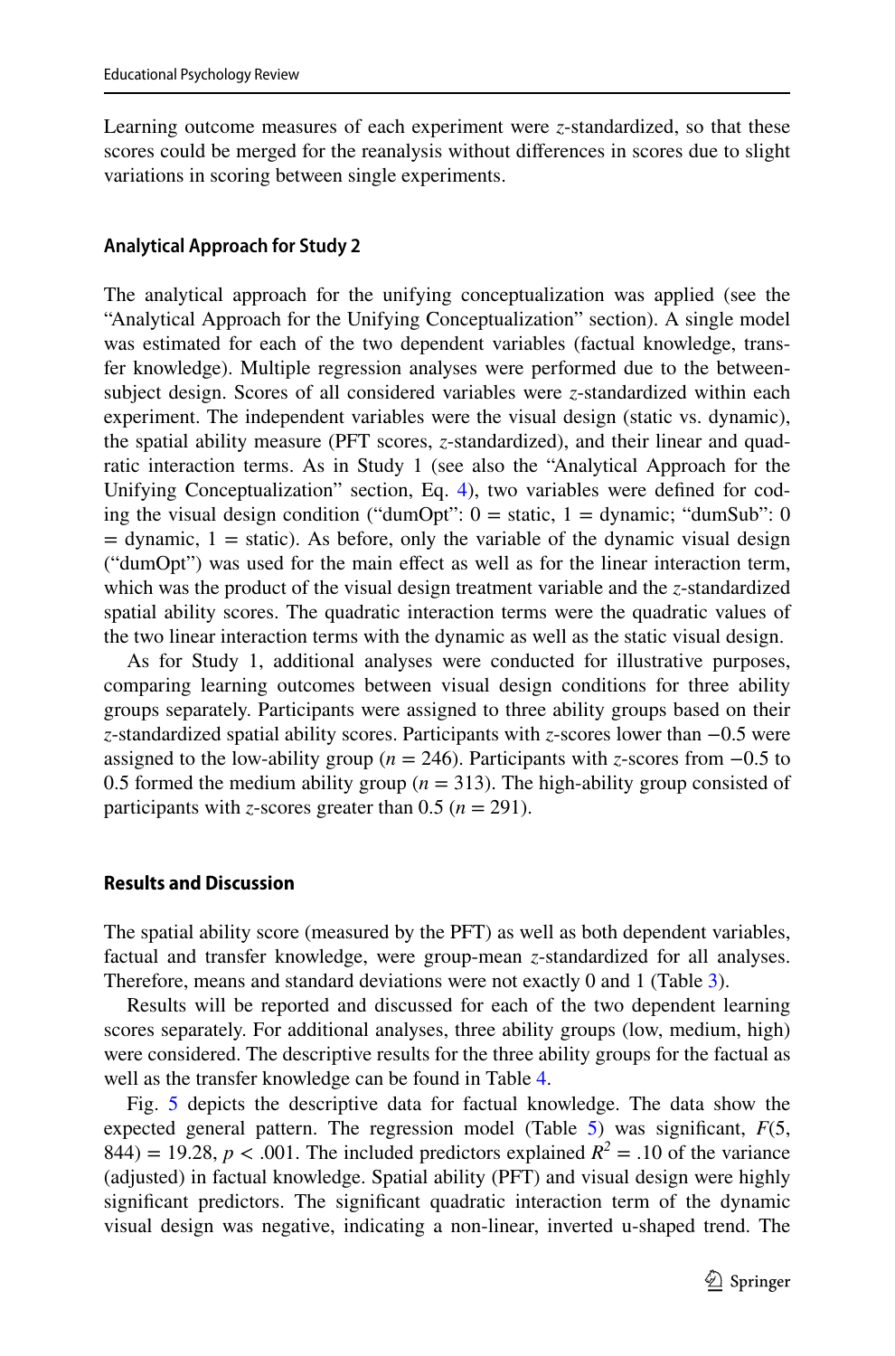Learning outcome measures of each experiment were *z*-standardized, so that these scores could be merged for the reanalysis without differences in scores due to slight variations in scoring between single experiments.

### Analytical Approach for Study 2

The analytical approach for the unifying conceptualization was applied (see the "Analytical Approach for the Unifying Conceptualization" section). A single model was estimated for each of the two dependent variables (factual knowledge, transfer knowledge). Multiple regression analyses were performed due to the between-subject design. Scores of all considered variables were *z*-standardized within each experiment. The independent variables were the visual design (static vs. dynamic), the spatial ability measure (PFT scores, *z*-standardized), and their linear and quadratic interaction terms. As in Study 1 (see also the "Analytical Approach for the Unifying Conceptualization" section, Eq. 4), two variables were defined for coding the visual design condition ("dumOpt": 0 = static, 1 = dynamic; "dumSub": 0 = dynamic, 1 = static). As before, only the variable of the dynamic visual design ("dumOpt") was used for the main effect as well as for the linear interaction term, which was the product of the visual design treatment variable and the *z*-standardized spatial ability scores. The quadratic interaction terms were the quadratic values of the two linear interaction terms with the dynamic as well as the static visual design.

As for Study 1, additional analyses were conducted for illustrative purposes, comparing learning outcomes between visual design conditions for three ability groups separately. Participants were assigned to three ability groups based on their *z*-standardized spatial ability scores. Participants with *z*-scores lower than −0.5 were assigned to the low-ability group ($n = 246$). Participants with *z*-scores from −0.5 to 0.5 formed the medium ability group ($n = 313$). The high-ability group consisted of participants with *z*-scores greater than 0.5 ($n = 291$).

### Results and Discussion

The spatial ability score (measured by the PFT) as well as both dependent variables, factual and transfer knowledge, were group-mean *z*-standardized for all analyses. Therefore, means and standard deviations were not exactly 0 and 1 (Table 3).

Results will be reported and discussed for each of the two dependent learning scores separately. For additional analyses, three ability groups (low, medium, high) were considered. The descriptive results for the three ability groups for the factual as well as the transfer knowledge can be found in Table 4.

Fig. 5 depicts the descriptive data for factual knowledge. The data show the expected general pattern. The regression model (Table 5) was significant, $F(5, 844) = 19.28$, $p < .001$. The included predictors explained $R^2 = .10$ of the variance (adjusted) in factual knowledge. Spatial ability (PFT) and visual design were highly significant predictors. The significant quadratic interaction term of the dynamic visual design was negative, indicating a non-linear, inverted u-shaped trend. The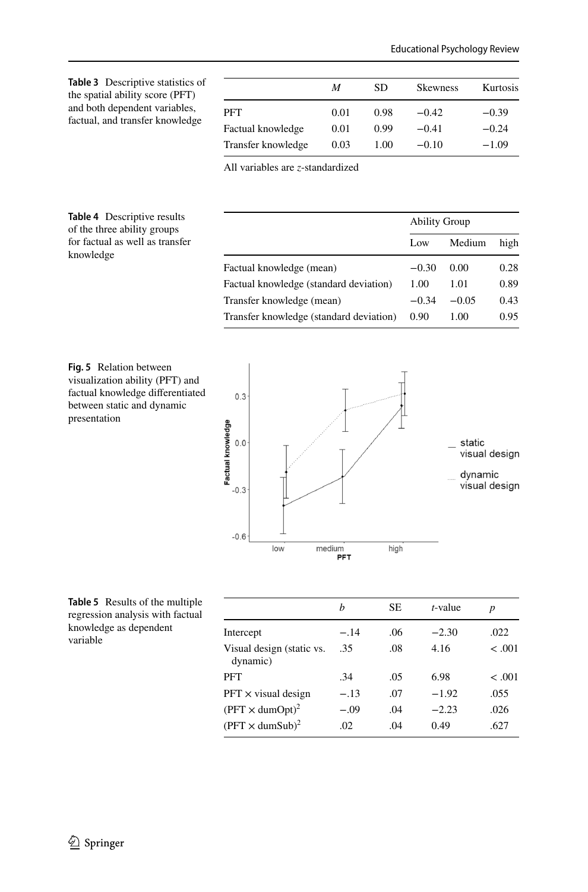**Table 3** Descriptive statistics of the spatial ability score (PFT) and both dependent variables, factual, and transfer knowledge

| | *M* | SD | Skewness | Kurtosis |
|---|---|---|---|---|
| PFT | 0.01 | 0.98 | −0.42 | −0.39 |
| Factual knowledge | 0.01 | 0.99 | −0.41 | −0.24 |
| Transfer knowledge | 0.03 | 1.00 | −0.10 | −1.09 |

All variables are *z*-standardized

**Table 4** Descriptive results of the three ability groups for factual as well as transfer knowledge

| | Ability Group | | |
|---|---|---|---|
| | Low | Medium | high |
| Factual knowledge (mean) | −0.30 | 0.00 | 0.28 |
| Factual knowledge (standard deviation) | 1.00 | 1.01 | 0.89 |
| Transfer knowledge (mean) | −0.34 | −0.05 | 0.43 |
| Transfer knowledge (standard deviation) | 0.90 | 1.00 | 0.95 |

**Fig. 5** Relation between visualization ability (PFT) and factual knowledge differentiated between static and dynamic presentation

**Table 5** Results of the multiple regression analysis with factual knowledge as dependent variable

| | *b* | SE | *t*-value | *p* |
|---|---|---|---|---|
| Intercept | −.14 | .06 | −2.30 | .022 |
| Visual design (static vs. dynamic) | .35 | .08 | 4.16 | < .001 |
| PFT | .34 | .05 | 6.98 | < .001 |
| PFT × visual design | −.13 | .07 | −1.92 | .055 |
| $(\text{PFT} \times \text{dumOpt})^2$ | −.09 | .04 | −2.23 | .026 |
| $(\text{PFT} \times \text{dumSub})^2$ | .02 | .04 | 0.49 | .627 |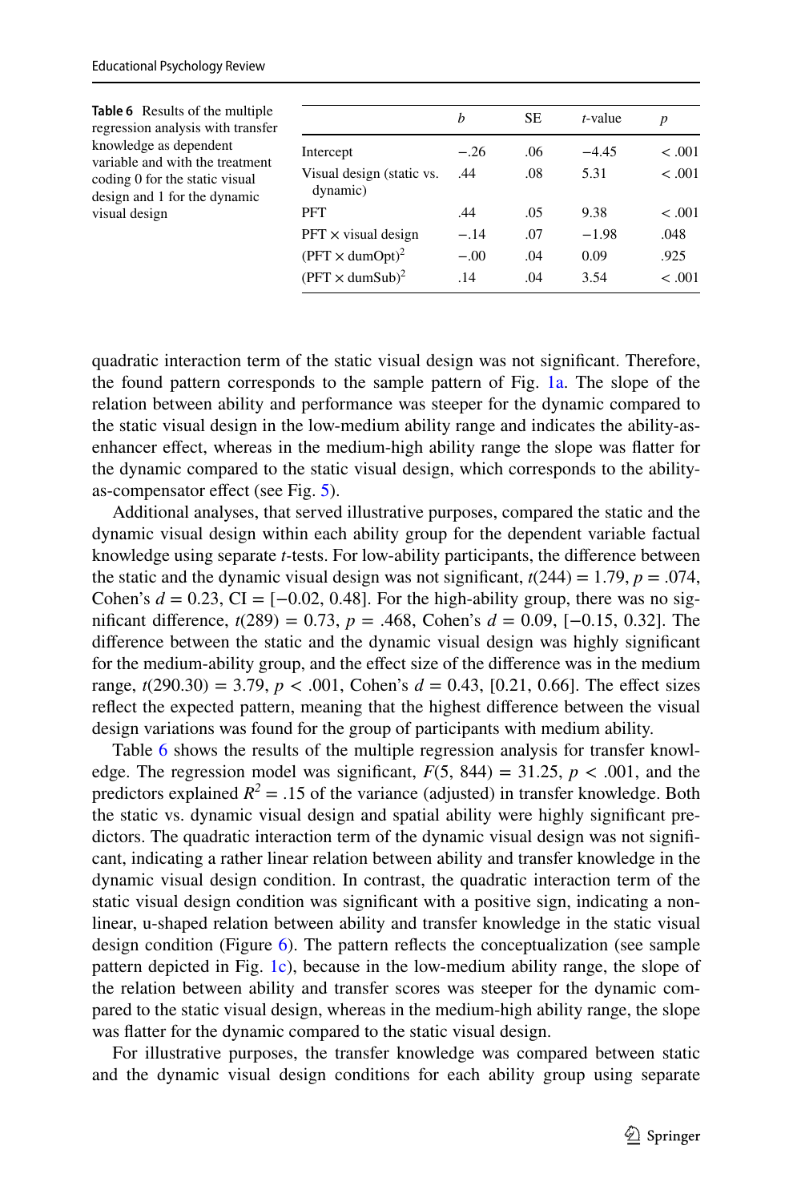**Table 6** Results of the multiple regression analysis with transfer knowledge as dependent variable and with the treatment coding 0 for the static visual design and 1 for the dynamic visual design

| | *b* | SE | *t*-value | *p* |
|---|---|---|---|---|
| Intercept | −.26 | .06 | −4.45 | < .001 |
| Visual design (static vs. dynamic) | .44 | .08 | 5.31 | < .001 |
| PFT | .44 | .05 | 9.38 | < .001 |
| PFT × visual design | −.14 | .07 | −1.98 | .048 |
| $(\text{PFT} \times \text{dumOpt})^2$ | −.00 | .04 | 0.09 | .925 |
| $(\text{PFT} \times \text{dumSub})^2$ | .14 | .04 | 3.54 | < .001 |

quadratic interaction term of the static visual design was not significant. Therefore, the found pattern corresponds to the sample pattern of Fig. 1a. The slope of the relation between ability and performance was steeper for the dynamic compared to the static visual design in the low-medium ability range and indicates the ability-as-enhancer effect, whereas in the medium-high ability range the slope was flatter for the dynamic compared to the static visual design, which corresponds to the ability-as-compensator effect (see Fig. 5).

Additional analyses, that served illustrative purposes, compared the static and the dynamic visual design within each ability group for the dependent variable factual knowledge using separate *t*-tests. For low-ability participants, the difference between the static and the dynamic visual design was not significant, $t(244) = 1.79$, $p = .074$, Cohen's $d = 0.23$, CI = [−0.02, 0.48]. For the high-ability group, there was no significant difference, $t(289) = 0.73$, $p = .468$, Cohen's $d = 0.09$, [−0.15, 0.32]. The difference between the static and the dynamic visual design was highly significant for the medium-ability group, and the effect size of the difference was in the medium range, $t(290.30) = 3.79$, $p < .001$, Cohen's $d = 0.43$, [0.21, 0.66]. The effect sizes reflect the expected pattern, meaning that the highest difference between the visual design variations was found for the group of participants with medium ability.

Table 6 shows the results of the multiple regression analysis for transfer knowledge. The regression model was significant, $F(5, 844) = 31.25$, $p < .001$, and the predictors explained $R^2 = .15$ of the variance (adjusted) in transfer knowledge. Both the static vs. dynamic visual design and spatial ability were highly significant predictors. The quadratic interaction term of the dynamic visual design was not significant, indicating a rather linear relation between ability and transfer knowledge in the dynamic visual design condition. In contrast, the quadratic interaction term of the static visual design condition was significant with a positive sign, indicating a non-linear, u-shaped relation between ability and transfer knowledge in the static visual design condition (Figure 6). The pattern reflects the conceptualization (see sample pattern depicted in Fig. 1c), because in the low-medium ability range, the slope of the relation between ability and transfer scores was steeper for the dynamic compared to the static visual design, whereas in the medium-high ability range, the slope was flatter for the dynamic compared to the static visual design.

For illustrative purposes, the transfer knowledge was compared between static and the dynamic visual design conditions for each ability group using separate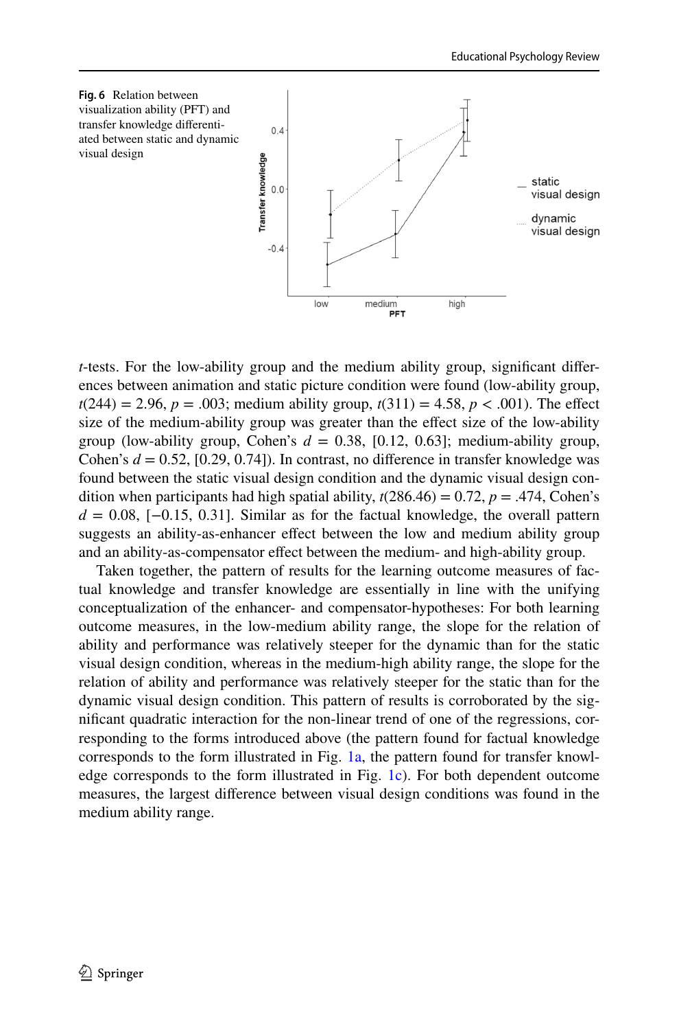**Fig. 6** Relation between visualization ability (PFT) and transfer knowledge differentiated between static and dynamic visual design

*t*-tests. For the low-ability group and the medium ability group, significant differences between animation and static picture condition were found (low-ability group, $t(244) = 2.96$, $p = .003$; medium ability group, $t(311) = 4.58$, $p < .001$). The effect size of the medium-ability group was greater than the effect size of the low-ability group (low-ability group, Cohen's $d = 0.38$, [0.12, 0.63]; medium-ability group, Cohen's $d = 0.52$, [0.29, 0.74]). In contrast, no difference in transfer knowledge was found between the static visual design condition and the dynamic visual design condition when participants had high spatial ability, $t(286.46) = 0.72$, $p = .474$, Cohen's $d = 0.08$, [−0.15, 0.31]. Similar as for the factual knowledge, the overall pattern suggests an ability-as-enhancer effect between the low and medium ability group and an ability-as-compensator effect between the medium- and high-ability group.

Taken together, the pattern of results for the learning outcome measures of factual knowledge and transfer knowledge are essentially in line with the unifying conceptualization of the enhancer- and compensator-hypotheses: For both learning outcome measures, in the low-medium ability range, the slope for the relation of ability and performance was relatively steeper for the dynamic than for the static visual design condition, whereas in the medium-high ability range, the slope for the relation of ability and performance was relatively steeper for the static than for the dynamic visual design condition. This pattern of results is corroborated by the significant quadratic interaction for the non-linear trend of one of the regressions, corresponding to the forms introduced above (the pattern found for factual knowledge corresponds to the form illustrated in Fig. 1a, the pattern found for transfer knowledge corresponds to the form illustrated in Fig. 1c). For both dependent outcome measures, the largest difference between visual design conditions was found in the medium ability range.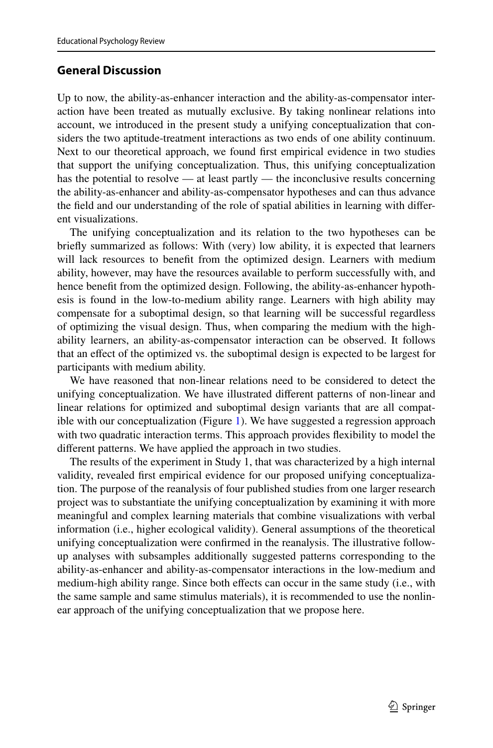## General Discussion

Up to now, the ability-as-enhancer interaction and the ability-as-compensator interaction have been treated as mutually exclusive. By taking nonlinear relations into account, we introduced in the present study a unifying conceptualization that considers the two aptitude-treatment interactions as two ends of one ability continuum. Next to our theoretical approach, we found first empirical evidence in two studies that support the unifying conceptualization. Thus, this unifying conceptualization has the potential to resolve — at least partly — the inconclusive results concerning the ability-as-enhancer and ability-as-compensator hypotheses and can thus advance the field and our understanding of the role of spatial abilities in learning with different visualizations.

The unifying conceptualization and its relation to the two hypotheses can be briefly summarized as follows: With (very) low ability, it is expected that learners will lack resources to benefit from the optimized design. Learners with medium ability, however, may have the resources available to perform successfully with, and hence benefit from the optimized design. Following, the ability-as-enhancer hypothesis is found in the low-to-medium ability range. Learners with high ability may compensate for a suboptimal design, so that learning will be successful regardless of optimizing the visual design. Thus, when comparing the medium with the high-ability learners, an ability-as-compensator interaction can be observed. It follows that an effect of the optimized vs. the suboptimal design is expected to be largest for participants with medium ability.

We have reasoned that non-linear relations need to be considered to detect the unifying conceptualization. We have illustrated different patterns of non-linear and linear relations for optimized and suboptimal design variants that are all compatible with our conceptualization (Figure 1). We have suggested a regression approach with two quadratic interaction terms. This approach provides flexibility to model the different patterns. We have applied the approach in two studies.

The results of the experiment in Study 1, that was characterized by a high internal validity, revealed first empirical evidence for our proposed unifying conceptualization. The purpose of the reanalysis of four published studies from one larger research project was to substantiate the unifying conceptualization by examining it with more meaningful and complex learning materials that combine visualizations with verbal information (i.e., higher ecological validity). General assumptions of the theoretical unifying conceptualization were confirmed in the reanalysis. The illustrative follow-up analyses with subsamples additionally suggested patterns corresponding to the ability-as-enhancer and ability-as-compensator interactions in the low-medium and medium-high ability range. Since both effects can occur in the same study (i.e., with the same sample and same stimulus materials), it is recommended to use the nonlinear approach of the unifying conceptualization that we propose here.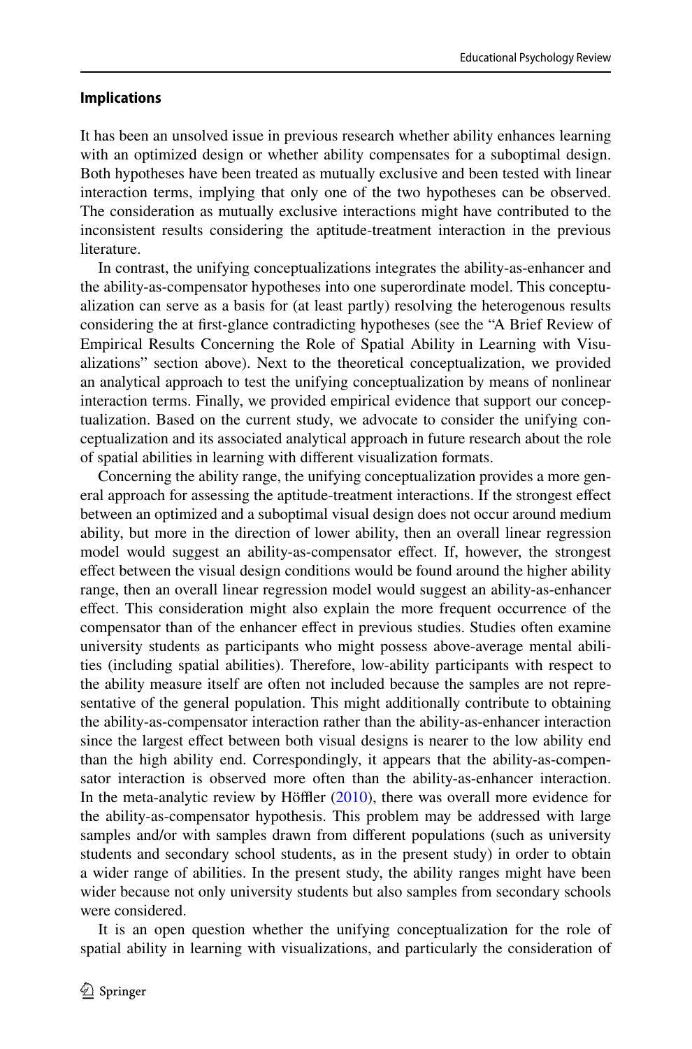### Implications

It has been an unsolved issue in previous research whether ability enhances learning with an optimized design or whether ability compensates for a suboptimal design. Both hypotheses have been treated as mutually exclusive and been tested with linear interaction terms, implying that only one of the two hypotheses can be observed. The consideration as mutually exclusive interactions might have contributed to the inconsistent results considering the aptitude-treatment interaction in the previous literature.

In contrast, the unifying conceptualizations integrates the ability-as-enhancer and the ability-as-compensator hypotheses into one superordinate model. This conceptualization can serve as a basis for (at least partly) resolving the heterogenous results considering the at first-glance contradicting hypotheses (see the "A Brief Review of Empirical Results Concerning the Role of Spatial Ability in Learning with Visualizations" section above). Next to the theoretical conceptualization, we provided an analytical approach to test the unifying conceptualization by means of nonlinear interaction terms. Finally, we provided empirical evidence that support our conceptualization. Based on the current study, we advocate to consider the unifying conceptualization and its associated analytical approach in future research about the role of spatial abilities in learning with different visualization formats.

Concerning the ability range, the unifying conceptualization provides a more general approach for assessing the aptitude-treatment interactions. If the strongest effect between an optimized and a suboptimal visual design does not occur around medium ability, but more in the direction of lower ability, then an overall linear regression model would suggest an ability-as-compensator effect. If, however, the strongest effect between the visual design conditions would be found around the higher ability range, then an overall linear regression model would suggest an ability-as-enhancer effect. This consideration might also explain the more frequent occurrence of the compensator than of the enhancer effect in previous studies. Studies often examine university students as participants who might possess above-average mental abilities (including spatial abilities). Therefore, low-ability participants with respect to the ability measure itself are often not included because the samples are not representative of the general population. This might additionally contribute to obtaining the ability-as-compensator interaction rather than the ability-as-enhancer interaction since the largest effect between both visual designs is nearer to the low ability end than the high ability end. Correspondingly, it appears that the ability-as-compensator interaction is observed more often than the ability-as-enhancer interaction. In the meta-analytic review by Höffler (2010), there was overall more evidence for the ability-as-compensator hypothesis. This problem may be addressed with large samples and/or with samples drawn from different populations (such as university students and secondary school students, as in the present study) in order to obtain a wider range of abilities. In the present study, the ability ranges might have been wider because not only university students but also samples from secondary schools were considered.

It is an open question whether the unifying conceptualization for the role of spatial ability in learning with visualizations, and particularly the consideration of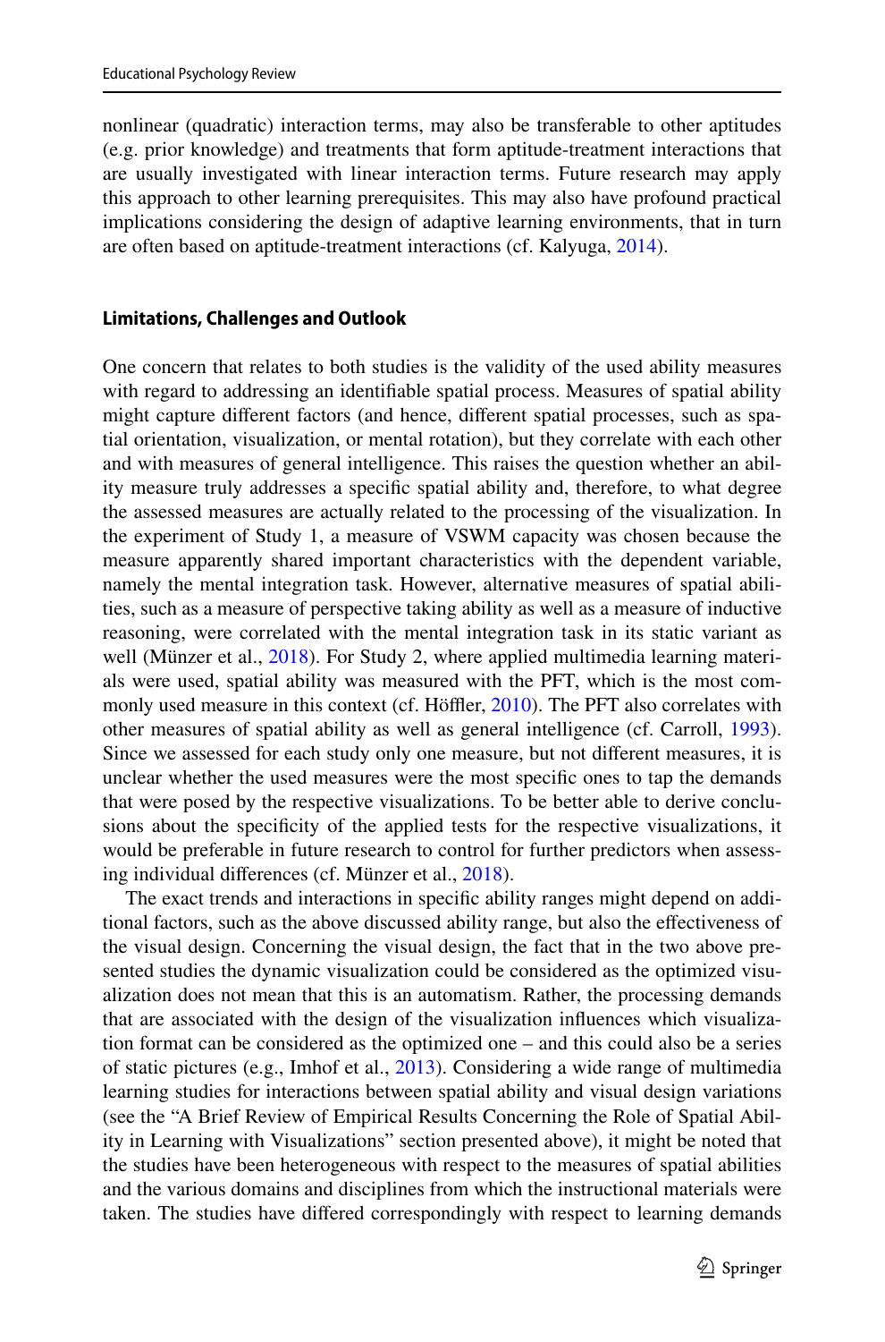nonlinear (quadratic) interaction terms, may also be transferable to other aptitudes (e.g. prior knowledge) and treatments that form aptitude-treatment interactions that are usually investigated with linear interaction terms. Future research may apply this approach to other learning prerequisites. This may also have profound practical implications considering the design of adaptive learning environments, that in turn are often based on aptitude-treatment interactions (cf. Kalyuga, 2014).

### Limitations, Challenges and Outlook

One concern that relates to both studies is the validity of the used ability measures with regard to addressing an identifiable spatial process. Measures of spatial ability might capture different factors (and hence, different spatial processes, such as spatial orientation, visualization, or mental rotation), but they correlate with each other and with measures of general intelligence. This raises the question whether an ability measure truly addresses a specific spatial ability and, therefore, to what degree the assessed measures are actually related to the processing of the visualization. In the experiment of Study 1, a measure of VSWM capacity was chosen because the measure apparently shared important characteristics with the dependent variable, namely the mental integration task. However, alternative measures of spatial abilities, such as a measure of perspective taking ability as well as a measure of inductive reasoning, were correlated with the mental integration task in its static variant as well (Münzer et al., 2018). For Study 2, where applied multimedia learning materials were used, spatial ability was measured with the PFT, which is the most commonly used measure in this context (cf. Höffler, 2010). The PFT also correlates with other measures of spatial ability as well as general intelligence (cf. Carroll, 1993). Since we assessed for each study only one measure, but not different measures, it is unclear whether the used measures were the most specific ones to tap the demands that were posed by the respective visualizations. To be better able to derive conclusions about the specificity of the applied tests for the respective visualizations, it would be preferable in future research to control for further predictors when assessing individual differences (cf. Münzer et al., 2018).

The exact trends and interactions in specific ability ranges might depend on additional factors, such as the above discussed ability range, but also the effectiveness of the visual design. Concerning the visual design, the fact that in the two above presented studies the dynamic visualization could be considered as the optimized visualization does not mean that this is an automatism. Rather, the processing demands that are associated with the design of the visualization influences which visualization format can be considered as the optimized one – and this could also be a series of static pictures (e.g., Imhof et al., 2013). Considering a wide range of multimedia learning studies for interactions between spatial ability and visual design variations (see the "A Brief Review of Empirical Results Concerning the Role of Spatial Ability in Learning with Visualizations" section presented above), it might be noted that the studies have been heterogeneous with respect to the measures of spatial abilities and the various domains and disciplines from which the instructional materials were taken. The studies have differed correspondingly with respect to learning demands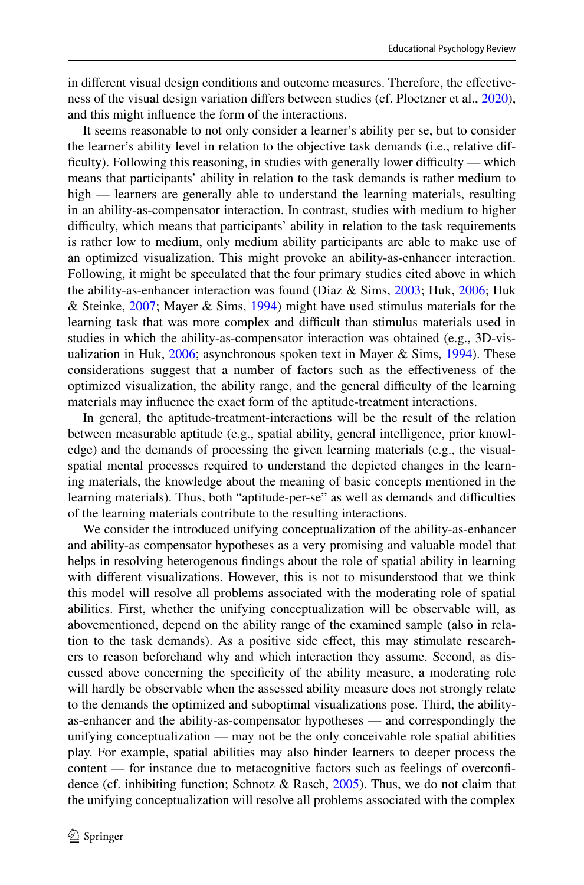in different visual design conditions and outcome measures. Therefore, the effectiveness of the visual design variation differs between studies (cf. Ploetzner et al., 2020), and this might influence the form of the interactions.

It seems reasonable to not only consider a learner's ability per se, but to consider the learner's ability level in relation to the objective task demands (i.e., relative difficulty). Following this reasoning, in studies with generally lower difficulty — which means that participants' ability in relation to the task demands is rather medium to high — learners are generally able to understand the learning materials, resulting in an ability-as-compensator interaction. In contrast, studies with medium to higher difficulty, which means that participants' ability in relation to the task requirements is rather low to medium, only medium ability participants are able to make use of an optimized visualization. This might provoke an ability-as-enhancer interaction. Following, it might be speculated that the four primary studies cited above in which the ability-as-enhancer interaction was found (Diaz & Sims, 2003; Huk, 2006; Huk & Steinke, 2007; Mayer & Sims, 1994) might have used stimulus materials for the learning task that was more complex and difficult than stimulus materials used in studies in which the ability-as-compensator interaction was obtained (e.g., 3D-visualization in Huk, 2006; asynchronous spoken text in Mayer & Sims, 1994). These considerations suggest that a number of factors such as the effectiveness of the optimized visualization, the ability range, and the general difficulty of the learning materials may influence the exact form of the aptitude-treatment interactions.

In general, the aptitude-treatment-interactions will be the result of the relation between measurable aptitude (e.g., spatial ability, general intelligence, prior knowledge) and the demands of processing the given learning materials (e.g., the visual-spatial mental processes required to understand the depicted changes in the learning materials, the knowledge about the meaning of basic concepts mentioned in the learning materials). Thus, both "aptitude-per-se" as well as demands and difficulties of the learning materials contribute to the resulting interactions.

We consider the introduced unifying conceptualization of the ability-as-enhancer and ability-as compensator hypotheses as a very promising and valuable model that helps in resolving heterogenous findings about the role of spatial ability in learning with different visualizations. However, this is not to misunderstood that we think this model will resolve all problems associated with the moderating role of spatial abilities. First, whether the unifying conceptualization will be observable will, as abovementioned, depend on the ability range of the examined sample (also in relation to the task demands). As a positive side effect, this may stimulate researchers to reason beforehand why and which interaction they assume. Second, as discussed above concerning the specificity of the ability measure, a moderating role will hardly be observable when the assessed ability measure does not strongly relate to the demands the optimized and suboptimal visualizations pose. Third, the ability-as-enhancer and the ability-as-compensator hypotheses — and correspondingly the unifying conceptualization — may not be the only conceivable role spatial abilities play. For example, spatial abilities may also hinder learners to deeper process the content — for instance due to metacognitive factors such as feelings of overconfidence (cf. inhibiting function; Schnotz & Rasch, 2005). Thus, we do not claim that the unifying conceptualization will resolve all problems associated with the complex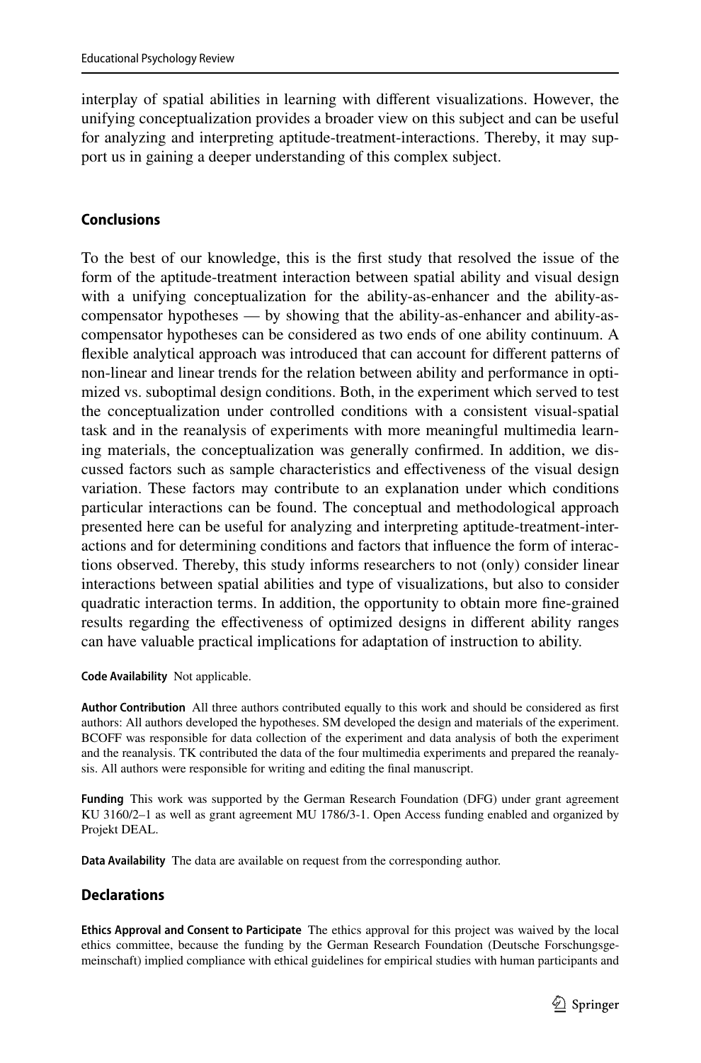interplay of spatial abilities in learning with different visualizations. However, the unifying conceptualization provides a broader view on this subject and can be useful for analyzing and interpreting aptitude-treatment-interactions. Thereby, it may support us in gaining a deeper understanding of this complex subject.

## Conclusions

To the best of our knowledge, this is the first study that resolved the issue of the form of the aptitude-treatment interaction between spatial ability and visual design with a unifying conceptualization for the ability-as-enhancer and the ability-as-compensator hypotheses — by showing that the ability-as-enhancer and ability-as-compensator hypotheses can be considered as two ends of one ability continuum. A flexible analytical approach was introduced that can account for different patterns of non-linear and linear trends for the relation between ability and performance in optimized vs. suboptimal design conditions. Both, in the experiment which served to test the conceptualization under controlled conditions with a consistent visual-spatial task and in the reanalysis of experiments with more meaningful multimedia learning materials, the conceptualization was generally confirmed. In addition, we discussed factors such as sample characteristics and effectiveness of the visual design variation. These factors may contribute to an explanation under which conditions particular interactions can be found. The conceptual and methodological approach presented here can be useful for analyzing and interpreting aptitude-treatment-interactions and for determining conditions and factors that influence the form of interactions observed. Thereby, this study informs researchers to not (only) consider linear interactions between spatial abilities and type of visualizations, but also to consider quadratic interaction terms. In addition, the opportunity to obtain more fine-grained results regarding the effectiveness of optimized designs in different ability ranges can have valuable practical implications for adaptation of instruction to ability.

**Code Availability** Not applicable.

**Author Contribution** All three authors contributed equally to this work and should be considered as first authors: All authors developed the hypotheses. SM developed the design and materials of the experiment. BCOFF was responsible for data collection of the experiment and data analysis of both the experiment and the reanalysis. TK contributed the data of the four multimedia experiments and prepared the reanalysis. All authors were responsible for writing and editing the final manuscript.

**Funding** This work was supported by the German Research Foundation (DFG) under grant agreement KU 3160/2–1 as well as grant agreement MU 1786/3-1. Open Access funding enabled and organized by Projekt DEAL.

**Data Availability** The data are available on request from the corresponding author.

## Declarations

**Ethics Approval and Consent to Participate** The ethics approval for this project was waived by the local ethics committee, because the funding by the German Research Foundation (Deutsche Forschungsgemeinschaft) implied compliance with ethical guidelines for empirical studies with human participants and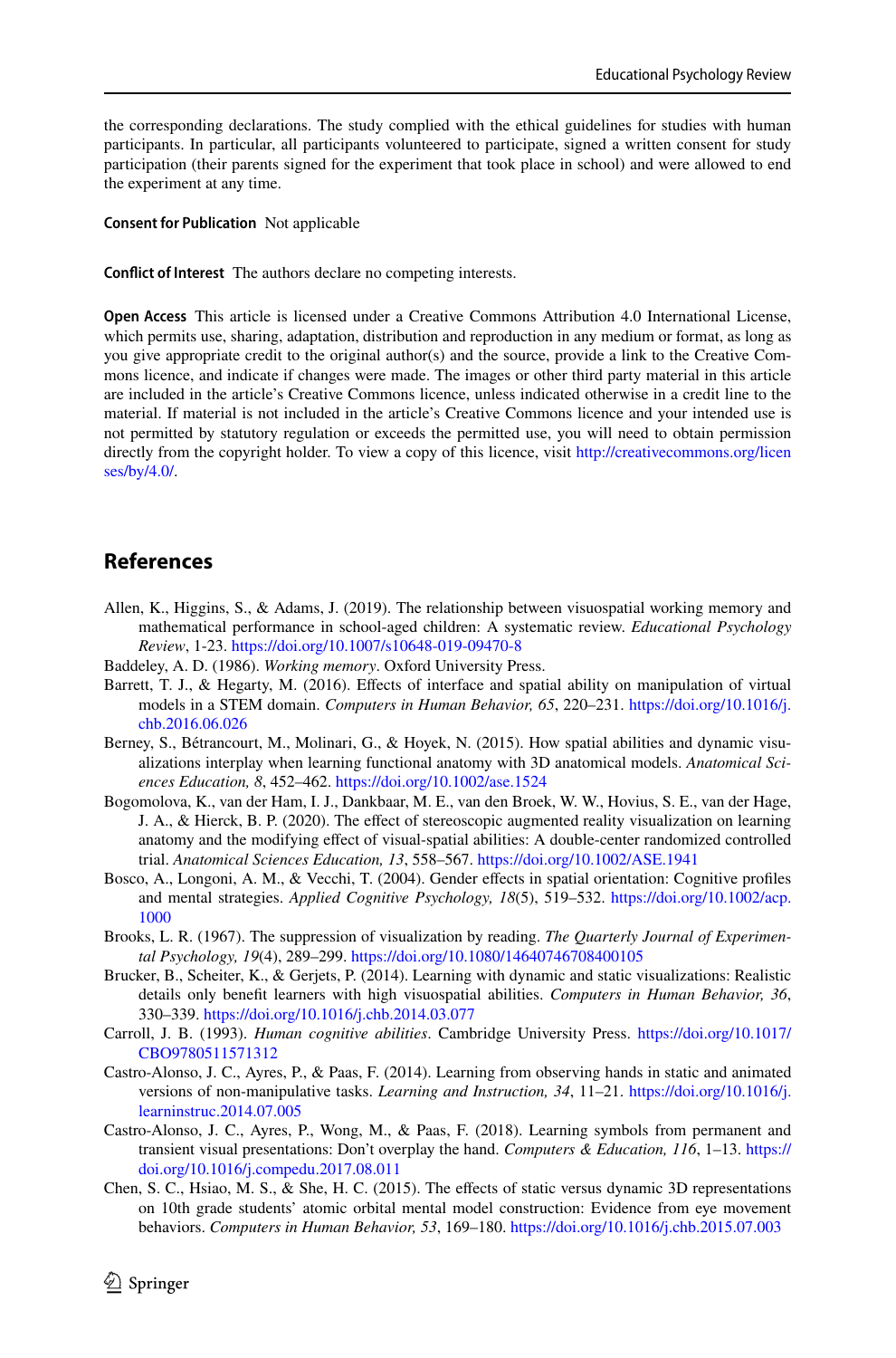the corresponding declarations. The study complied with the ethical guidelines for studies with human participants. In particular, all participants volunteered to participate, signed a written consent for study participation (their parents signed for the experiment that took place in school) and were allowed to end the experiment at any time.

**Consent for Publication** Not applicable

**Conflict of Interest** The authors declare no competing interests.

**Open Access** This article is licensed under a Creative Commons Attribution 4.0 International License, which permits use, sharing, adaptation, distribution and reproduction in any medium or format, as long as you give appropriate credit to the original author(s) and the source, provide a link to the Creative Commons licence, and indicate if changes were made. The images or other third party material in this article are included in the article's Creative Commons licence, unless indicated otherwise in a credit line to the material. If material is not included in the article's Creative Commons licence and your intended use is not permitted by statutory regulation or exceeds the permitted use, you will need to obtain permission directly from the copyright holder. To view a copy of this licence, visit http://creativecommons.org/licenses/by/4.0/.

## References

Allen, K., Higgins, S., & Adams, J. (2019). The relationship between visuospatial working memory and mathematical performance in school-aged children: A systematic review. *Educational Psychology Review*, 1-23. https://doi.org/10.1007/s10648-019-09470-8

Baddeley, A. D. (1986). *Working memory*. Oxford University Press.

Barrett, T. J., & Hegarty, M. (2016). Effects of interface and spatial ability on manipulation of virtual models in a STEM domain. *Computers in Human Behavior, 65*, 220–231. https://doi.org/10.1016/j.chb.2016.06.026

Berney, S., Bétrancourt, M., Molinari, G., & Hoyek, N. (2015). How spatial abilities and dynamic visualizations interplay when learning functional anatomy with 3D anatomical models. *Anatomical Sciences Education, 8*, 452–462. https://doi.org/10.1002/ase.1524

Bogomolova, K., van der Ham, I. J., Dankbaar, M. E., van den Broek, W. W., Hovius, S. E., van der Hage, J. A., & Hierck, B. P. (2020). The effect of stereoscopic augmented reality visualization on learning anatomy and the modifying effect of visual-spatial abilities: A double-center randomized controlled trial. *Anatomical Sciences Education, 13*, 558–567. https://doi.org/10.1002/ASE.1941

Bosco, A., Longoni, A. M., & Vecchi, T. (2004). Gender effects in spatial orientation: Cognitive profiles and mental strategies. *Applied Cognitive Psychology, 18*(5), 519–532. https://doi.org/10.1002/acp.1000

Brooks, L. R. (1967). The suppression of visualization by reading. *The Quarterly Journal of Experimental Psychology, 19*(4), 289–299. https://doi.org/10.1080/14640746708400105

Brucker, B., Scheiter, K., & Gerjets, P. (2014). Learning with dynamic and static visualizations: Realistic details only benefit learners with high visuospatial abilities. *Computers in Human Behavior, 36*, 330–339. https://doi.org/10.1016/j.chb.2014.03.077

Carroll, J. B. (1993). *Human cognitive abilities*. Cambridge University Press. https://doi.org/10.1017/CBO9780511571312

Castro-Alonso, J. C., Ayres, P., & Paas, F. (2014). Learning from observing hands in static and animated versions of non-manipulative tasks. *Learning and Instruction, 34*, 11–21. https://doi.org/10.1016/j.learninstruc.2014.07.005

Castro-Alonso, J. C., Ayres, P., Wong, M., & Paas, F. (2018). Learning symbols from permanent and transient visual presentations: Don't overplay the hand. *Computers & Education, 116*, 1–13. https://doi.org/10.1016/j.compedu.2017.08.011

Chen, S. C., Hsiao, M. S., & She, H. C. (2015). The effects of static versus dynamic 3D representations on 10th grade students' atomic orbital mental model construction: Evidence from eye movement behaviors. *Computers in Human Behavior, 53*, 169–180. https://doi.org/10.1016/j.chb.2015.07.003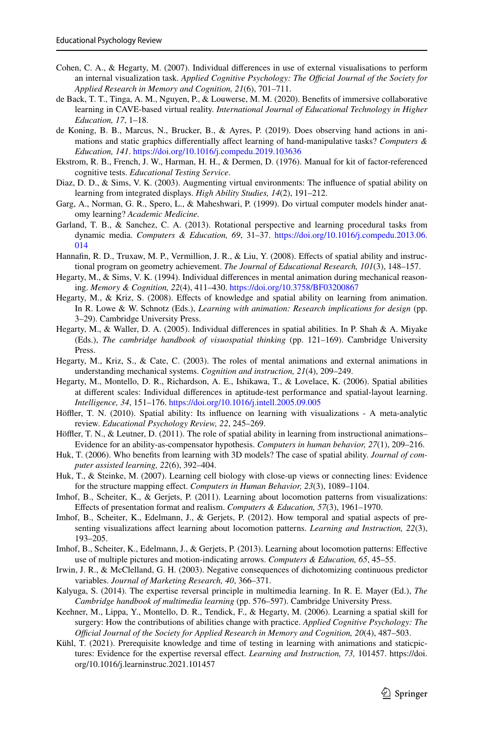Cohen, C. A., & Hegarty, M. (2007). Individual differences in use of external visualisations to perform an internal visualization task. *Applied Cognitive Psychology: The Official Journal of the Society for Applied Research in Memory and Cognition, 21*(6), 701–711.

de Back, T. T., Tinga, A. M., Nguyen, P., & Louwerse, M. M. (2020). Benefits of immersive collaborative learning in CAVE-based virtual reality. *International Journal of Educational Technology in Higher Education, 17*, 1–18.

de Koning, B. B., Marcus, N., Brucker, B., & Ayres, P. (2019). Does observing hand actions in animations and static graphics differentially affect learning of hand-manipulative tasks? *Computers & Education, 141*. https://doi.org/10.1016/j.compedu.2019.103636

Ekstrom, R. B., French, J. W., Harman, H. H., & Dermen, D. (1976). Manual for kit of factor-referenced cognitive tests. *Educational Testing Service*.

Diaz, D. D., & Sims, V. K. (2003). Augmenting virtual environments: The influence of spatial ability on learning from integrated displays. *High Ability Studies, 14*(2), 191–212.

Garg, A., Norman, G. R., Spero, L., & Maheshwari, P. (1999). Do virtual computer models hinder anatomy learning? *Academic Medicine.*

Garland, T. B., & Sanchez, C. A. (2013). Rotational perspective and learning procedural tasks from dynamic media. *Computers & Education, 69*, 31–37. https://doi.org/10.1016/j.compedu.2013.06.014

Hannafin, R. D., Truxaw, M. P., Vermillion, J. R., & Liu, Y. (2008). Effects of spatial ability and instructional program on geometry achievement. *The Journal of Educational Research, 101*(3), 148–157.

Hegarty, M., & Sims, V. K. (1994). Individual differences in mental animation during mechanical reasoning. *Memory & Cognition, 22*(4), 411–430. https://doi.org/10.3758/BF03200867

Hegarty, M., & Kriz, S. (2008). Effects of knowledge and spatial ability on learning from animation. In R. Lowe & W. Schnotz (Eds.), *Learning with animation: Research implications for design* (pp. 3–29). Cambridge University Press.

Hegarty, M., & Waller, D. A. (2005). Individual differences in spatial abilities. In P. Shah & A. Miyake (Eds.), *The cambridge handbook of visuospatial thinking* (pp. 121–169). Cambridge University Press.

Hegarty, M., Kriz, S., & Cate, C. (2003). The roles of mental animations and external animations in understanding mechanical systems. *Cognition and instruction, 21*(4), 209–249.

Hegarty, M., Montello, D. R., Richardson, A. E., Ishikawa, T., & Lovelace, K. (2006). Spatial abilities at different scales: Individual differences in aptitude-test performance and spatial-layout learning. *Intelligence, 34*, 151–176. https://doi.org/10.1016/j.intell.2005.09.005

Höffler, T. N. (2010). Spatial ability: Its influence on learning with visualizations - A meta-analytic review. *Educational Psychology Review, 22*, 245–269.

Höffler, T. N., & Leutner, D. (2011). The role of spatial ability in learning from instructional animations–Evidence for an ability-as-compensator hypothesis. *Computers in human behavior, 27*(1), 209–216.

Huk, T. (2006). Who benefits from learning with 3D models? The case of spatial ability. *Journal of computer assisted learning, 22*(6), 392–404.

Huk, T., & Steinke, M. (2007). Learning cell biology with close-up views or connecting lines: Evidence for the structure mapping effect. *Computers in Human Behavior, 23*(3), 1089–1104.

Imhof, B., Scheiter, K., & Gerjets, P. (2011). Learning about locomotion patterns from visualizations: Effects of presentation format and realism. *Computers & Education, 57*(3), 1961–1970.

Imhof, B., Scheiter, K., Edelmann, J., & Gerjets, P. (2012). How temporal and spatial aspects of presenting visualizations affect learning about locomotion patterns. *Learning and Instruction, 22*(3), 193–205.

Imhof, B., Scheiter, K., Edelmann, J., & Gerjets, P. (2013). Learning about locomotion patterns: Effective use of multiple pictures and motion-indicating arrows. *Computers & Education, 65*, 45–55.

Irwin, J. R., & McClelland, G. H. (2003). Negative consequences of dichotomizing continuous predictor variables. *Journal of Marketing Research, 40*, 366–371.

Kalyuga, S. (2014). The expertise reversal principle in multimedia learning. In R. E. Mayer (Ed.), *The Cambridge handbook of multimedia learning* (pp. 576–597). Cambridge University Press.

Keehner, M., Lippa, Y., Montello, D. R., Tendick, F., & Hegarty, M. (2006). Learning a spatial skill for surgery: How the contributions of abilities change with practice. *Applied Cognitive Psychology: The Official Journal of the Society for Applied Research in Memory and Cognition, 20*(4), 487–503.

Kühl, T. (2021). Prerequisite knowledge and time of testing in learning with animations and staticpictures: Evidence for the expertise reversal effect. *Learning and Instruction, 73,* 101457. https://doi.org/10.1016/j.learninstruc.2021.101457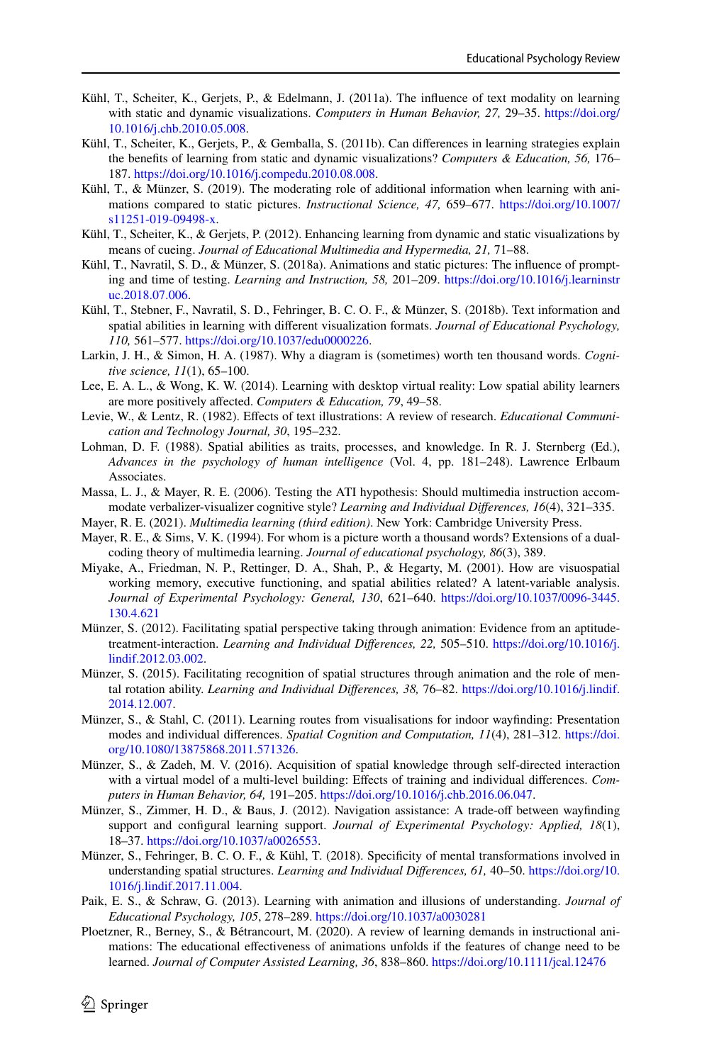Kühl, T., Scheiter, K., Gerjets, P., & Edelmann, J. (2011a). The influence of text modality on learning with static and dynamic visualizations. *Computers in Human Behavior, 27,* 29–35. https://doi.org/10.1016/j.chb.2010.05.008.

Kühl, T., Scheiter, K., Gerjets, P., & Gemballa, S. (2011b). Can differences in learning strategies explain the benefits of learning from static and dynamic visualizations? *Computers & Education, 56,* 176–187. https://doi.org/10.1016/j.compedu.2010.08.008.

Kühl, T., & Münzer, S. (2019). The moderating role of additional information when learning with animations compared to static pictures. *Instructional Science, 47,* 659–677. https://doi.org/10.1007/s11251-019-09498-x.

Kühl, T., Scheiter, K., & Gerjets, P. (2012). Enhancing learning from dynamic and static visualizations by means of cueing. *Journal of Educational Multimedia and Hypermedia, 21,* 71–88.

Kühl, T., Navratil, S. D., & Münzer, S. (2018a). Animations and static pictures: The influence of prompting and time of testing. *Learning and Instruction, 58,* 201–209. https://doi.org/10.1016/j.learninstruc.2018.07.006.

Kühl, T., Stebner, F., Navratil, S. D., Fehringer, B. C. O. F., & Münzer, S. (2018b). Text information and spatial abilities in learning with different visualization formats. *Journal of Educational Psychology, 110,* 561–577. https://doi.org/10.1037/edu0000226.

Larkin, J. H., & Simon, H. A. (1987). Why a diagram is (sometimes) worth ten thousand words. *Cognitive science, 11*(1), 65–100.

Lee, E. A. L., & Wong, K. W. (2014). Learning with desktop virtual reality: Low spatial ability learners are more positively affected. *Computers & Education, 79*, 49–58.

Levie, W., & Lentz, R. (1982). Effects of text illustrations: A review of research. *Educational Communication and Technology Journal, 30*, 195–232.

Lohman, D. F. (1988). Spatial abilities as traits, processes, and knowledge. In R. J. Sternberg (Ed.), *Advances in the psychology of human intelligence* (Vol. 4, pp. 181–248). Lawrence Erlbaum Associates.

Massa, L. J., & Mayer, R. E. (2006). Testing the ATI hypothesis: Should multimedia instruction accommodate verbalizer-visualizer cognitive style? *Learning and Individual Differences, 16*(4), 321–335.

Mayer, R. E. (2021). *Multimedia learning (third edition)*. New York: Cambridge University Press.

Mayer, R. E., & Sims, V. K. (1994). For whom is a picture worth a thousand words? Extensions of a dual-coding theory of multimedia learning. *Journal of educational psychology, 86*(3), 389.

Miyake, A., Friedman, N. P., Rettinger, D. A., Shah, P., & Hegarty, M. (2001). How are visuospatial working memory, executive functioning, and spatial abilities related? A latent-variable analysis. *Journal of Experimental Psychology: General, 130*, 621–640. https://doi.org/10.1037/0096-3445.130.4.621

Münzer, S. (2012). Facilitating spatial perspective taking through animation: Evidence from an aptitude-treatment-interaction. *Learning and Individual Differences, 22,* 505–510. https://doi.org/10.1016/j.lindif.2012.03.002.

Münzer, S. (2015). Facilitating recognition of spatial structures through animation and the role of mental rotation ability. *Learning and Individual Differences, 38,* 76–82. https://doi.org/10.1016/j.lindif.2014.12.007.

Münzer, S., & Stahl, C. (2011). Learning routes from visualisations for indoor wayfinding: Presentation modes and individual differences. *Spatial Cognition and Computation, 11*(4), 281–312. https://doi.org/10.1080/13875868.2011.571326.

Münzer, S., & Zadeh, M. V. (2016). Acquisition of spatial knowledge through self-directed interaction with a virtual model of a multi-level building: Effects of training and individual differences. *Computers in Human Behavior, 64,* 191–205. https://doi.org/10.1016/j.chb.2016.06.047.

Münzer, S., Zimmer, H. D., & Baus, J. (2012). Navigation assistance: A trade-off between wayfinding support and configural learning support. *Journal of Experimental Psychology: Applied, 18*(1), 18–37. https://doi.org/10.1037/a0026553.

Münzer, S., Fehringer, B. C. O. F., & Kühl, T. (2018). Specificity of mental transformations involved in understanding spatial structures. *Learning and Individual Differences, 61,* 40–50. https://doi.org/10.1016/j.lindif.2017.11.004.

Paik, E. S., & Schraw, G. (2013). Learning with animation and illusions of understanding. *Journal of Educational Psychology, 105*, 278–289. https://doi.org/10.1037/a0030281

Ploetzner, R., Berney, S., & Bétrancourt, M. (2020). A review of learning demands in instructional animations: The educational effectiveness of animations unfolds if the features of change need to be learned. *Journal of Computer Assisted Learning, 36*, 838–860. https://doi.org/10.1111/jcal.12476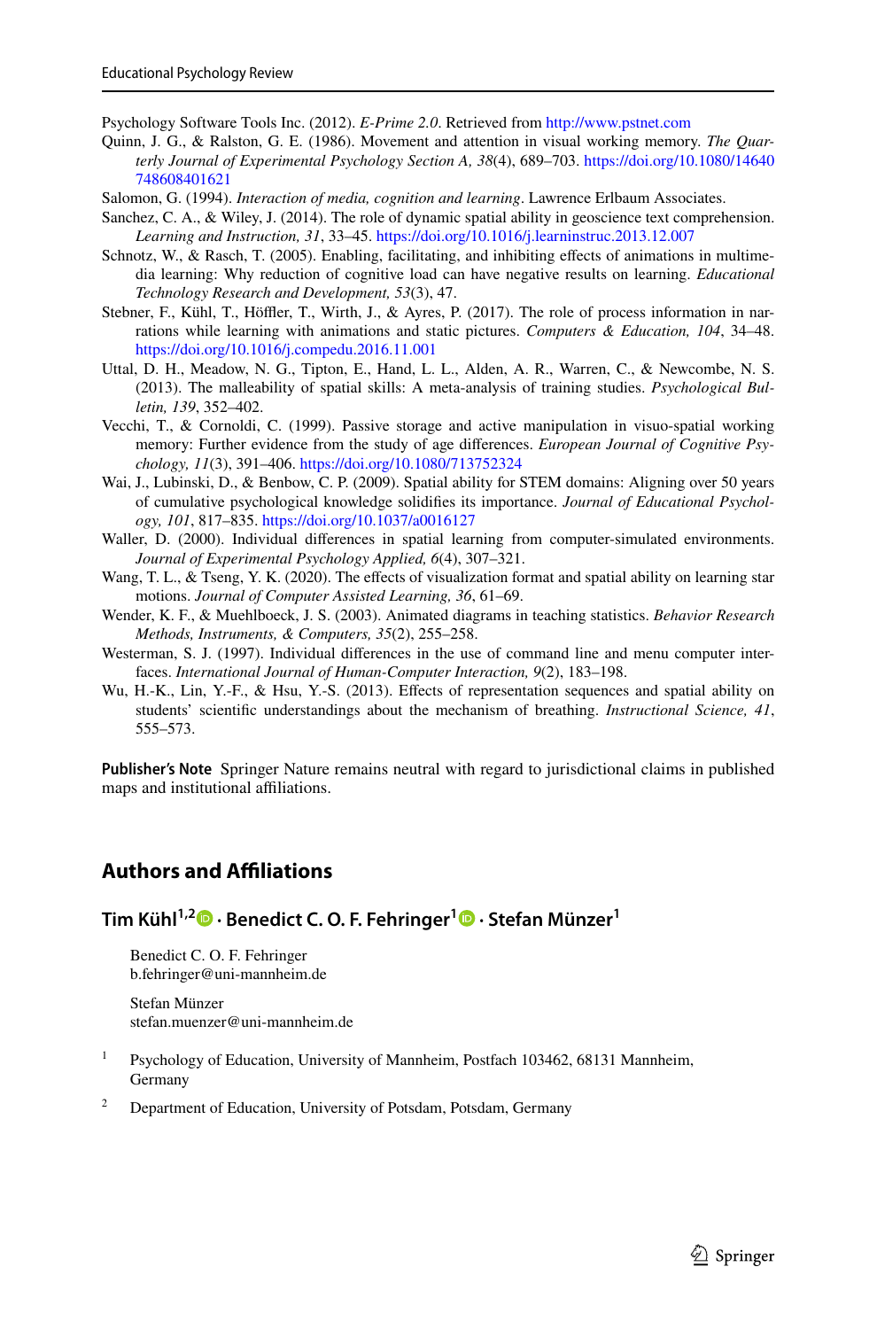Psychology Software Tools Inc. (2012). *E-Prime 2.0*. Retrieved from http://www.pstnet.com

Quinn, J. G., & Ralston, G. E. (1986). Movement and attention in visual working memory. *The Quarterly Journal of Experimental Psychology Section A, 38*(4), 689–703. https://doi.org/10.1080/14640748608401621

Salomon, G. (1994). *Interaction of media, cognition and learning*. Lawrence Erlbaum Associates.

Sanchez, C. A., & Wiley, J. (2014). The role of dynamic spatial ability in geoscience text comprehension. *Learning and Instruction, 31*, 33–45. https://doi.org/10.1016/j.learninstruc.2013.12.007

Schnotz, W., & Rasch, T. (2005). Enabling, facilitating, and inhibiting effects of animations in multimedia learning: Why reduction of cognitive load can have negative results on learning. *Educational Technology Research and Development, 53*(3), 47.

Stebner, F., Kühl, T., Höffler, T., Wirth, J., & Ayres, P. (2017). The role of process information in narrations while learning with animations and static pictures. *Computers & Education, 104*, 34–48. https://doi.org/10.1016/j.compedu.2016.11.001

Uttal, D. H., Meadow, N. G., Tipton, E., Hand, L. L., Alden, A. R., Warren, C., & Newcombe, N. S. (2013). The malleability of spatial skills: A meta-analysis of training studies. *Psychological Bulletin, 139*, 352–402.

Vecchi, T., & Cornoldi, C. (1999). Passive storage and active manipulation in visuo-spatial working memory: Further evidence from the study of age differences. *European Journal of Cognitive Psychology, 11*(3), 391–406. https://doi.org/10.1080/713752324

Wai, J., Lubinski, D., & Benbow, C. P. (2009). Spatial ability for STEM domains: Aligning over 50 years of cumulative psychological knowledge solidifies its importance. *Journal of Educational Psychology, 101*, 817–835. https://doi.org/10.1037/a0016127

Waller, D. (2000). Individual differences in spatial learning from computer-simulated environments. *Journal of Experimental Psychology Applied, 6*(4), 307–321.

Wang, T. L., & Tseng, Y. K. (2020). The effects of visualization format and spatial ability on learning star motions. *Journal of Computer Assisted Learning, 36*, 61–69.

Wender, K. F., & Muehlboeck, J. S. (2003). Animated diagrams in teaching statistics. *Behavior Research Methods, Instruments, & Computers, 35*(2), 255–258.

Westerman, S. J. (1997). Individual differences in the use of command line and menu computer interfaces. *International Journal of Human-Computer Interaction, 9*(2), 183–198.

Wu, H.-K., Lin, Y.-F., & Hsu, Y.-S. (2013). Effects of representation sequences and spatial ability on students' scientific understandings about the mechanism of breathing. *Instructional Science, 41*, 555–573.

**Publisher's Note** Springer Nature remains neutral with regard to jurisdictional claims in published maps and institutional affiliations.

## Authors and Affiliations

**Tim Kühl[1,2] · Benedict C. O. F. Fehringer[1] · Stefan Münzer[1]**

Benedict C. O. F. Fehringer
b.fehringer@uni-mannheim.de

Stefan Münzer
stefan.muenzer@uni-mannheim.de

[1] Psychology of Education, University of Mannheim, Postfach 103462, 68131 Mannheim, Germany

[2] Department of Education, University of Potsdam, Potsdam, Germany